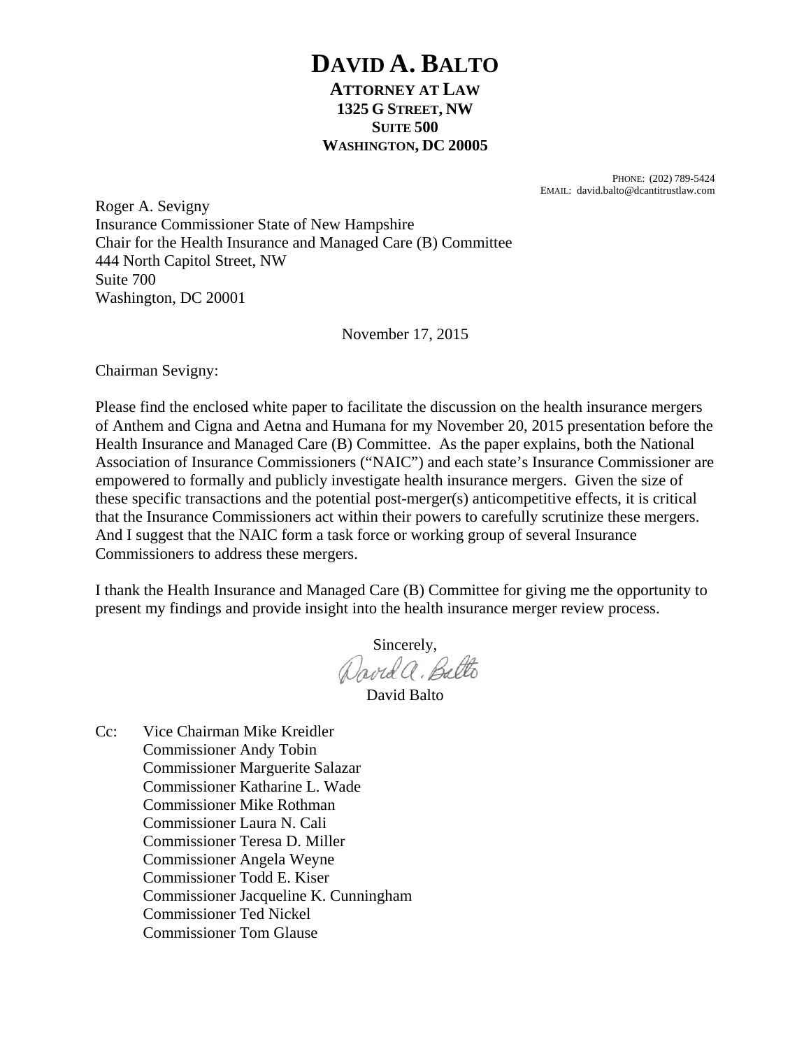# DAVID A. BALTO

**ATTORNEY AT LAW**
**1325 G STREET, NW**
**SUITE 500**
**WASHINGTON, DC 20005**

PHONE: (202) 789-5424
EMAIL: david.balto@dcantitrustlaw.com

Roger A. Sevigny
Insurance Commissioner State of New Hampshire
Chair for the Health Insurance and Managed Care (B) Committee
444 North Capitol Street, NW
Suite 700
Washington, DC 20001

November 17, 2015

Chairman Sevigny:

Please find the enclosed white paper to facilitate the discussion on the health insurance mergers of Anthem and Cigna and Aetna and Humana for my November 20, 2015 presentation before the Health Insurance and Managed Care (B) Committee. As the paper explains, both the National Association of Insurance Commissioners ("NAIC") and each state's Insurance Commissioner are empowered to formally and publicly investigate health insurance mergers. Given the size of these specific transactions and the potential post-merger(s) anticompetitive effects, it is critical that the Insurance Commissioners act within their powers to carefully scrutinize these mergers. And I suggest that the NAIC form a task force or working group of several Insurance Commissioners to address these mergers.

I thank the Health Insurance and Managed Care (B) Committee for giving me the opportunity to present my findings and provide insight into the health insurance merger review process.

Sincerely,

David A. Balto

David Balto

Cc: Vice Chairman Mike Kreidler
Commissioner Andy Tobin
Commissioner Marguerite Salazar
Commissioner Katharine L. Wade
Commissioner Mike Rothman
Commissioner Laura N. Cali
Commissioner Teresa D. Miller
Commissioner Angela Weyne
Commissioner Todd E. Kiser
Commissioner Jacqueline K. Cunningham
Commissioner Ted Nickel
Commissioner Tom Glause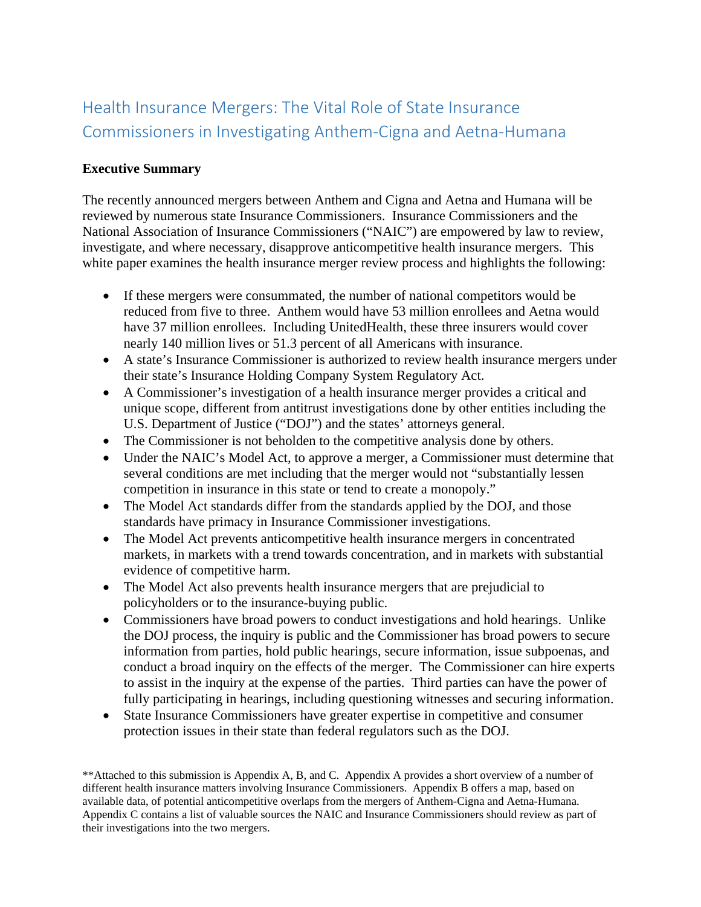# Health Insurance Mergers: The Vital Role of State Insurance Commissioners in Investigating Anthem-Cigna and Aetna-Humana

**Executive Summary**

The recently announced mergers between Anthem and Cigna and Aetna and Humana will be reviewed by numerous state Insurance Commissioners. Insurance Commissioners and the National Association of Insurance Commissioners ("NAIC") are empowered by law to review, investigate, and where necessary, disapprove anticompetitive health insurance mergers. This white paper examines the health insurance merger review process and highlights the following:

- If these mergers were consummated, the number of national competitors would be reduced from five to three. Anthem would have 53 million enrollees and Aetna would have 37 million enrollees. Including UnitedHealth, these three insurers would cover nearly 140 million lives or 51.3 percent of all Americans with insurance.
- A state's Insurance Commissioner is authorized to review health insurance mergers under their state's Insurance Holding Company System Regulatory Act.
- A Commissioner's investigation of a health insurance merger provides a critical and unique scope, different from antitrust investigations done by other entities including the U.S. Department of Justice ("DOJ") and the states' attorneys general.
- The Commissioner is not beholden to the competitive analysis done by others.
- Under the NAIC's Model Act, to approve a merger, a Commissioner must determine that several conditions are met including that the merger would not "substantially lessen competition in insurance in this state or tend to create a monopoly."
- The Model Act standards differ from the standards applied by the DOJ, and those standards have primacy in Insurance Commissioner investigations.
- The Model Act prevents anticompetitive health insurance mergers in concentrated markets, in markets with a trend towards concentration, and in markets with substantial evidence of competitive harm.
- The Model Act also prevents health insurance mergers that are prejudicial to policyholders or to the insurance-buying public.
- Commissioners have broad powers to conduct investigations and hold hearings. Unlike the DOJ process, the inquiry is public and the Commissioner has broad powers to secure information from parties, hold public hearings, secure information, issue subpoenas, and conduct a broad inquiry on the effects of the merger. The Commissioner can hire experts to assist in the inquiry at the expense of the parties. Third parties can have the power of fully participating in hearings, including questioning witnesses and securing information.
- State Insurance Commissioners have greater expertise in competitive and consumer protection issues in their state than federal regulators such as the DOJ.

**Attached to this submission is Appendix A, B, and C. Appendix A provides a short overview of a number of different health insurance matters involving Insurance Commissioners. Appendix B offers a map, based on available data, of potential anticompetitive overlaps from the mergers of Anthem-Cigna and Aetna-Humana. Appendix C contains a list of valuable sources the NAIC and Insurance Commissioners should review as part of their investigations into the two mergers.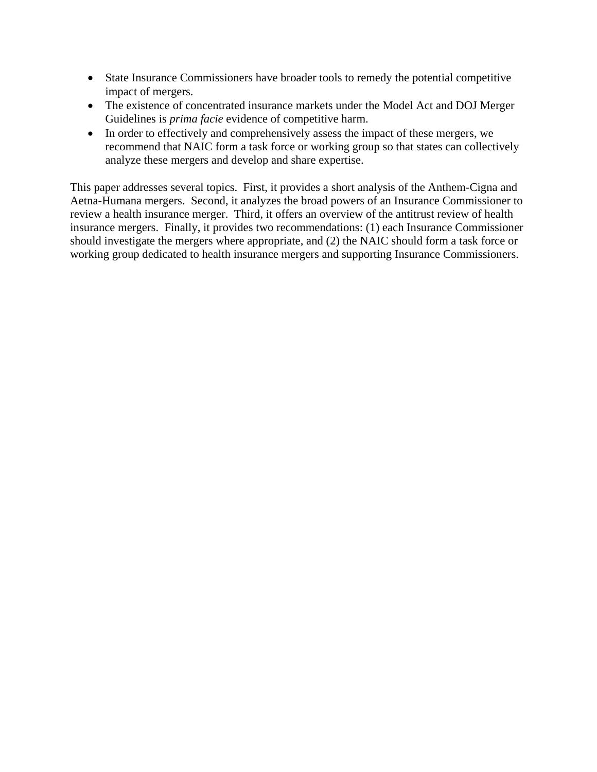- State Insurance Commissioners have broader tools to remedy the potential competitive impact of mergers.
- The existence of concentrated insurance markets under the Model Act and DOJ Merger Guidelines is *prima facie* evidence of competitive harm.
- In order to effectively and comprehensively assess the impact of these mergers, we recommend that NAIC form a task force or working group so that states can collectively analyze these mergers and develop and share expertise.

This paper addresses several topics. First, it provides a short analysis of the Anthem-Cigna and Aetna-Humana mergers. Second, it analyzes the broad powers of an Insurance Commissioner to review a health insurance merger. Third, it offers an overview of the antitrust review of health insurance mergers. Finally, it provides two recommendations: (1) each Insurance Commissioner should investigate the mergers where appropriate, and (2) the NAIC should form a task force or working group dedicated to health insurance mergers and supporting Insurance Commissioners.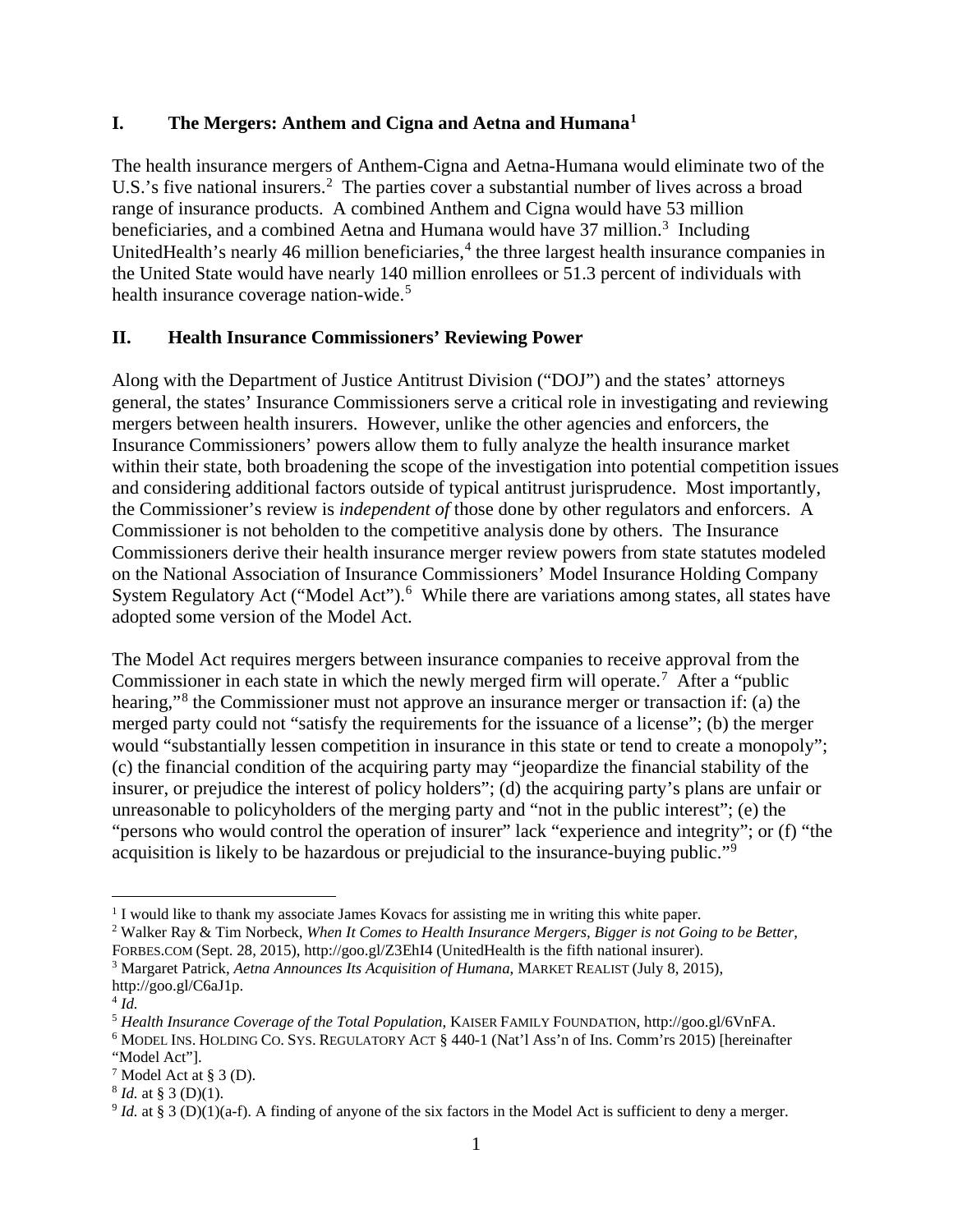## I. The Mergers: Anthem and Cigna and Aetna and Humana[1]

The health insurance mergers of Anthem-Cigna and Aetna-Humana would eliminate two of the U.S.'s five national insurers.[2] The parties cover a substantial number of lives across a broad range of insurance products. A combined Anthem and Cigna would have 53 million beneficiaries, and a combined Aetna and Humana would have 37 million.[3] Including UnitedHealth's nearly 46 million beneficiaries,[4] the three largest health insurance companies in the United State would have nearly 140 million enrollees or 51.3 percent of individuals with health insurance coverage nation-wide.[5]

## II. Health Insurance Commissioners' Reviewing Power

Along with the Department of Justice Antitrust Division ("DOJ") and the states' attorneys general, the states' Insurance Commissioners serve a critical role in investigating and reviewing mergers between health insurers. However, unlike the other agencies and enforcers, the Insurance Commissioners' powers allow them to fully analyze the health insurance market within their state, both broadening the scope of the investigation into potential competition issues and considering additional factors outside of typical antitrust jurisprudence. Most importantly, the Commissioner's review is *independent of* those done by other regulators and enforcers. A Commissioner is not beholden to the competitive analysis done by others. The Insurance Commissioners derive their health insurance merger review powers from state statutes modeled on the National Association of Insurance Commissioners' Model Insurance Holding Company System Regulatory Act ("Model Act").[6] While there are variations among states, all states have adopted some version of the Model Act.

The Model Act requires mergers between insurance companies to receive approval from the Commissioner in each state in which the newly merged firm will operate.[7] After a "public hearing,"[8] the Commissioner must not approve an insurance merger or transaction if: (a) the merged party could not "satisfy the requirements for the issuance of a license"; (b) the merger would "substantially lessen competition in insurance in this state or tend to create a monopoly"; (c) the financial condition of the acquiring party may "jeopardize the financial stability of the insurer, or prejudice the interest of policy holders"; (d) the acquiring party's plans are unfair or unreasonable to policyholders of the merging party and "not in the public interest"; (e) the "persons who would control the operation of insurer" lack "experience and integrity"; or (f) "the acquisition is likely to be hazardous or prejudicial to the insurance-buying public."[9]

---

[1] I would like to thank my associate James Kovacs for assisting me in writing this white paper.

[2] Walker Ray & Tim Norbeck, *When It Comes to Health Insurance Mergers, Bigger is not Going to be Better*, FORBES.COM (Sept. 28, 2015), http://goo.gl/Z3EhI4 (UnitedHealth is the fifth national insurer).

[3] Margaret Patrick, *Aetna Announces Its Acquisition of Humana*, MARKET REALIST (July 8, 2015), http://goo.gl/C6aJ1p.

[4] *Id.*

[5] *Health Insurance Coverage of the Total Population*, KAISER FAMILY FOUNDATION, http://goo.gl/6VnFA.

[6] MODEL INS. HOLDING CO. SYS. REGULATORY ACT § 440-1 (Nat'l Ass'n of Ins. Comm'rs 2015) [hereinafter "Model Act"].

[7] Model Act at § 3 (D).

[8] *Id.* at § 3 (D)(1).

[9] *Id.* at § 3 (D)(1)(a-f). A finding of anyone of the six factors in the Model Act is sufficient to deny a merger.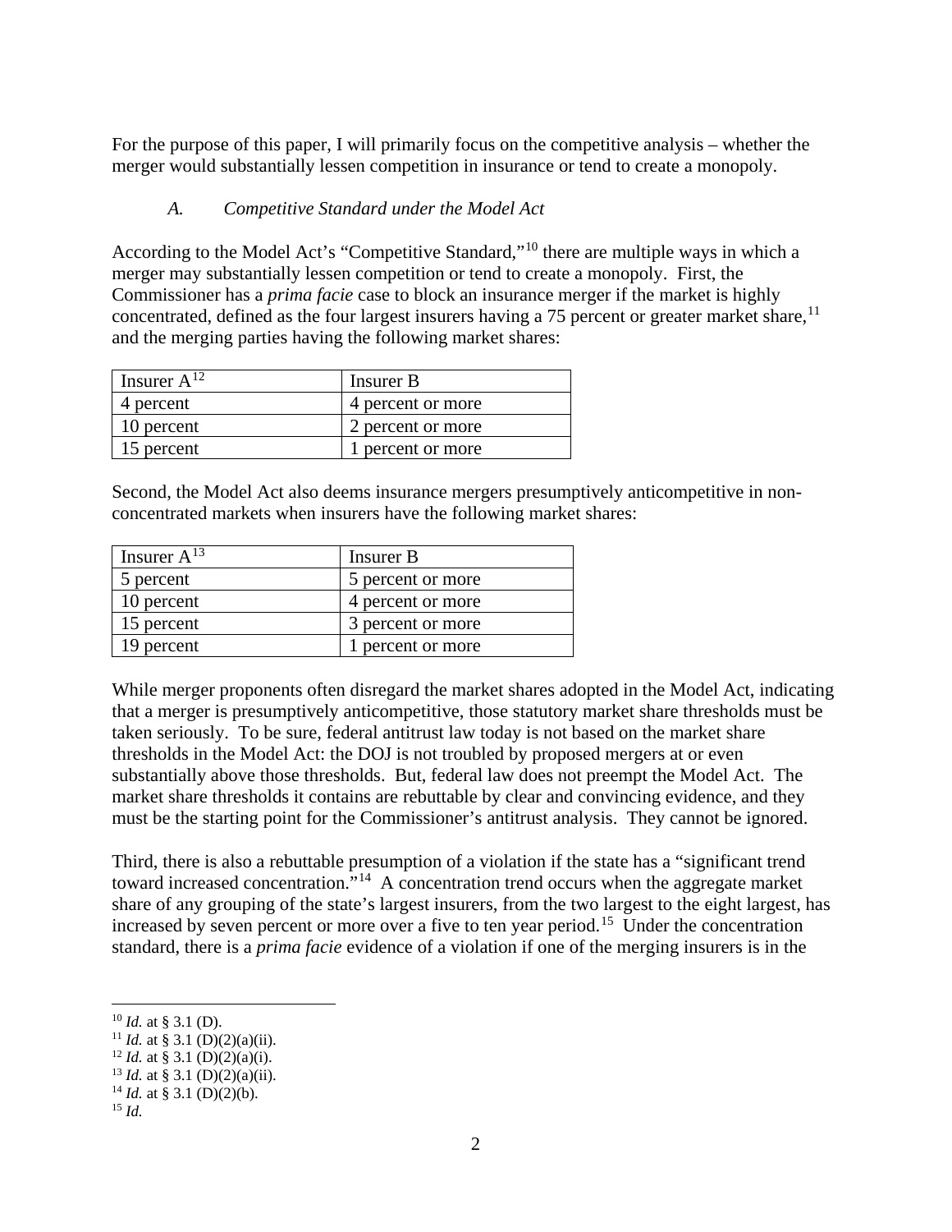For the purpose of this paper, I will primarily focus on the competitive analysis – whether the merger would substantially lessen competition in insurance or tend to create a monopoly.

### *A. Competitive Standard under the Model Act*

According to the Model Act's "Competitive Standard,"[10] there are multiple ways in which a merger may substantially lessen competition or tend to create a monopoly. First, the Commissioner has a *prima facie* case to block an insurance merger if the market is highly concentrated, defined as the four largest insurers having a 75 percent or greater market share,[11] and the merging parties having the following market shares:

| Insurer A[12] | Insurer B |
|---|---|
| 4 percent | 4 percent or more |
| 10 percent | 2 percent or more |
| 15 percent | 1 percent or more |

Second, the Model Act also deems insurance mergers presumptively anticompetitive in non-concentrated markets when insurers have the following market shares:

| Insurer A[13] | Insurer B |
|---|---|
| 5 percent | 5 percent or more |
| 10 percent | 4 percent or more |
| 15 percent | 3 percent or more |
| 19 percent | 1 percent or more |

While merger proponents often disregard the market shares adopted in the Model Act, indicating that a merger is presumptively anticompetitive, those statutory market share thresholds must be taken seriously. To be sure, federal antitrust law today is not based on the market share thresholds in the Model Act: the DOJ is not troubled by proposed mergers at or even substantially above those thresholds. But, federal law does not preempt the Model Act. The market share thresholds it contains are rebuttable by clear and convincing evidence, and they must be the starting point for the Commissioner's antitrust analysis. They cannot be ignored.

Third, there is also a rebuttable presumption of a violation if the state has a "significant trend toward increased concentration."[14] A concentration trend occurs when the aggregate market share of any grouping of the state's largest insurers, from the two largest to the eight largest, has increased by seven percent or more over a five to ten year period.[15] Under the concentration standard, there is a *prima facie* evidence of a violation if one of the merging insurers is in the

---

[10] *Id.* at § 3.1 (D).
[11] *Id.* at § 3.1 (D)(2)(a)(ii).
[12] *Id.* at § 3.1 (D)(2)(a)(i).
[13] *Id.* at § 3.1 (D)(2)(a)(ii).
[14] *Id.* at § 3.1 (D)(2)(b).
[15] *Id.*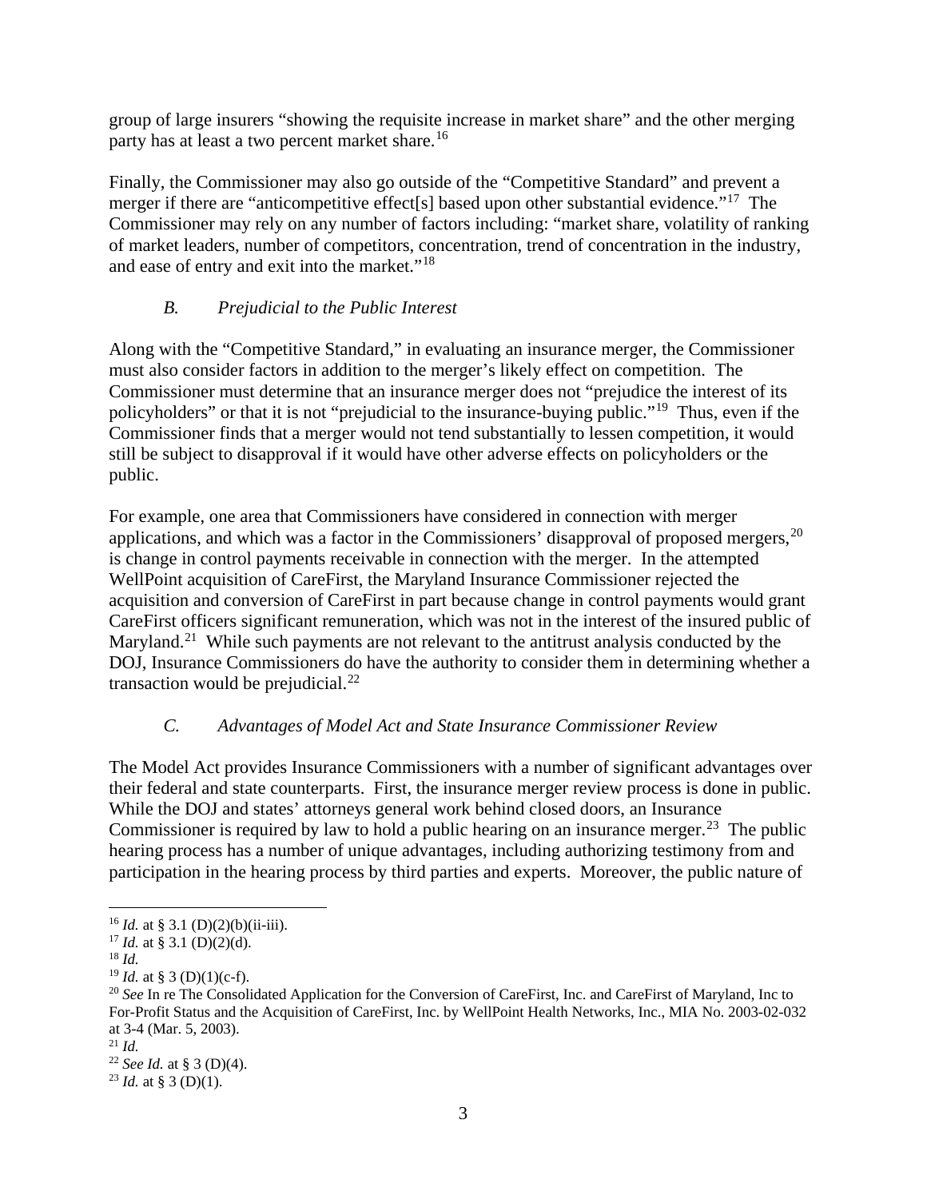group of large insurers "showing the requisite increase in market share" and the other merging party has at least a two percent market share.[16]

Finally, the Commissioner may also go outside of the "Competitive Standard" and prevent a merger if there are "anticompetitive effect[s] based upon other substantial evidence."[17] The Commissioner may rely on any number of factors including: "market share, volatility of ranking of market leaders, number of competitors, concentration, trend of concentration in the industry, and ease of entry and exit into the market."[18]

### *B. Prejudicial to the Public Interest*

Along with the "Competitive Standard," in evaluating an insurance merger, the Commissioner must also consider factors in addition to the merger's likely effect on competition. The Commissioner must determine that an insurance merger does not "prejudice the interest of its policyholders" or that it is not "prejudicial to the insurance-buying public."[19] Thus, even if the Commissioner finds that a merger would not tend substantially to lessen competition, it would still be subject to disapproval if it would have other adverse effects on policyholders or the public.

For example, one area that Commissioners have considered in connection with merger applications, and which was a factor in the Commissioners' disapproval of proposed mergers,[20] is change in control payments receivable in connection with the merger. In the attempted WellPoint acquisition of CareFirst, the Maryland Insurance Commissioner rejected the acquisition and conversion of CareFirst in part because change in control payments would grant CareFirst officers significant remuneration, which was not in the interest of the insured public of Maryland.[21] While such payments are not relevant to the antitrust analysis conducted by the DOJ, Insurance Commissioners do have the authority to consider them in determining whether a transaction would be prejudicial.[22]

### *C. Advantages of Model Act and State Insurance Commissioner Review*

The Model Act provides Insurance Commissioners with a number of significant advantages over their federal and state counterparts. First, the insurance merger review process is done in public. While the DOJ and states' attorneys general work behind closed doors, an Insurance Commissioner is required by law to hold a public hearing on an insurance merger.[23] The public hearing process has a number of unique advantages, including authorizing testimony from and participation in the hearing process by third parties and experts. Moreover, the public nature of

---

[16] *Id.* at § 3.1 (D)(2)(b)(ii-iii).

[17] *Id.* at § 3.1 (D)(2)(d).

[18] *Id.*

[19] *Id.* at § 3 (D)(1)(c-f).

[20] *See* In re The Consolidated Application for the Conversion of CareFirst, Inc. and CareFirst of Maryland, Inc to For-Profit Status and the Acquisition of CareFirst, Inc. by WellPoint Health Networks, Inc., MIA No. 2003-02-032 at 3-4 (Mar. 5, 2003).

[21] *Id.*

[22] *See Id.* at § 3 (D)(4).

[23] *Id.* at § 3 (D)(1).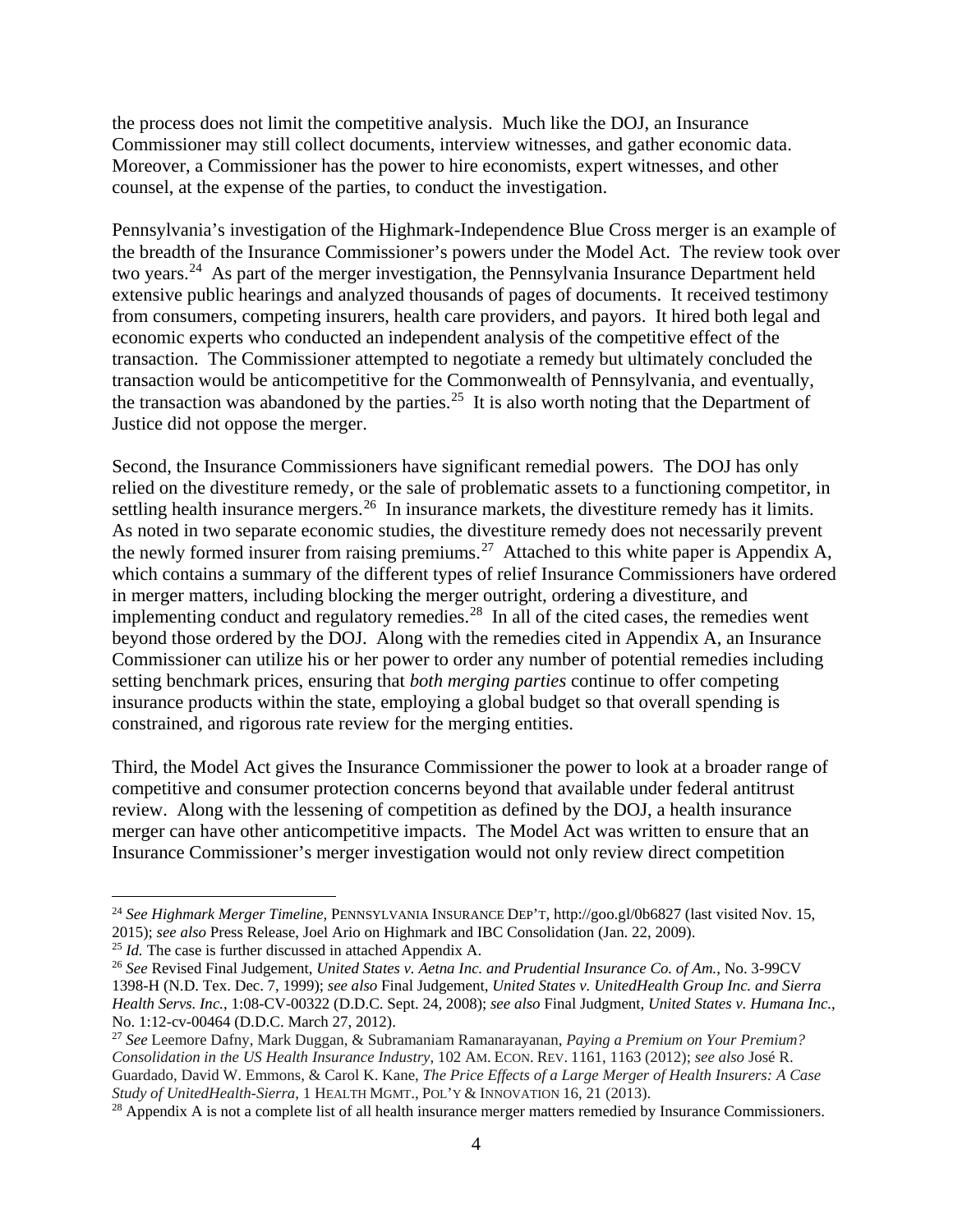the process does not limit the competitive analysis. Much like the DOJ, an Insurance Commissioner may still collect documents, interview witnesses, and gather economic data. Moreover, a Commissioner has the power to hire economists, expert witnesses, and other counsel, at the expense of the parties, to conduct the investigation.

Pennsylvania's investigation of the Highmark-Independence Blue Cross merger is an example of the breadth of the Insurance Commissioner's powers under the Model Act. The review took over two years.[24] As part of the merger investigation, the Pennsylvania Insurance Department held extensive public hearings and analyzed thousands of pages of documents. It received testimony from consumers, competing insurers, health care providers, and payors. It hired both legal and economic experts who conducted an independent analysis of the competitive effect of the transaction. The Commissioner attempted to negotiate a remedy but ultimately concluded the transaction would be anticompetitive for the Commonwealth of Pennsylvania, and eventually, the transaction was abandoned by the parties.[25] It is also worth noting that the Department of Justice did not oppose the merger.

Second, the Insurance Commissioners have significant remedial powers. The DOJ has only relied on the divestiture remedy, or the sale of problematic assets to a functioning competitor, in settling health insurance mergers.[26] In insurance markets, the divestiture remedy has it limits. As noted in two separate economic studies, the divestiture remedy does not necessarily prevent the newly formed insurer from raising premiums.[27] Attached to this white paper is Appendix A, which contains a summary of the different types of relief Insurance Commissioners have ordered in merger matters, including blocking the merger outright, ordering a divestiture, and implementing conduct and regulatory remedies.[28] In all of the cited cases, the remedies went beyond those ordered by the DOJ. Along with the remedies cited in Appendix A, an Insurance Commissioner can utilize his or her power to order any number of potential remedies including setting benchmark prices, ensuring that *both merging parties* continue to offer competing insurance products within the state, employing a global budget so that overall spending is constrained, and rigorous rate review for the merging entities.

Third, the Model Act gives the Insurance Commissioner the power to look at a broader range of competitive and consumer protection concerns beyond that available under federal antitrust review. Along with the lessening of competition as defined by the DOJ, a health insurance merger can have other anticompetitive impacts. The Model Act was written to ensure that an Insurance Commissioner's merger investigation would not only review direct competition

---

[24] *See Highmark Merger Timeline*, PENNSYLVANIA INSURANCE DEP'T, http://goo.gl/0b6827 (last visited Nov. 15, 2015); *see also* Press Release, Joel Ario on Highmark and IBC Consolidation (Jan. 22, 2009).

[25] *Id.* The case is further discussed in attached Appendix A.

[26] *See* Revised Final Judgement, *United States v. Aetna Inc. and Prudential Insurance Co. of Am.*, No. 3-99CV 1398-H (N.D. Tex. Dec. 7, 1999); *see also* Final Judgement, *United States v. UnitedHealth Group Inc. and Sierra Health Servs. Inc.*, 1:08-CV-00322 (D.D.C. Sept. 24, 2008); *see also* Final Judgment, *United States v. Humana Inc.*, No. 1:12-cv-00464 (D.D.C. March 27, 2012).

[27] *See* Leemore Dafny, Mark Duggan, & Subramaniam Ramanarayanan, *Paying a Premium on Your Premium? Consolidation in the US Health Insurance Industry*, 102 AM. ECON. REV. 1161, 1163 (2012); *see also* José R. Guardado, David W. Emmons, & Carol K. Kane, *The Price Effects of a Large Merger of Health Insurers: A Case Study of UnitedHealth-Sierra*, 1 HEALTH MGMT., POL'Y & INNOVATION 16, 21 (2013).

[28] Appendix A is not a complete list of all health insurance merger matters remedied by Insurance Commissioners.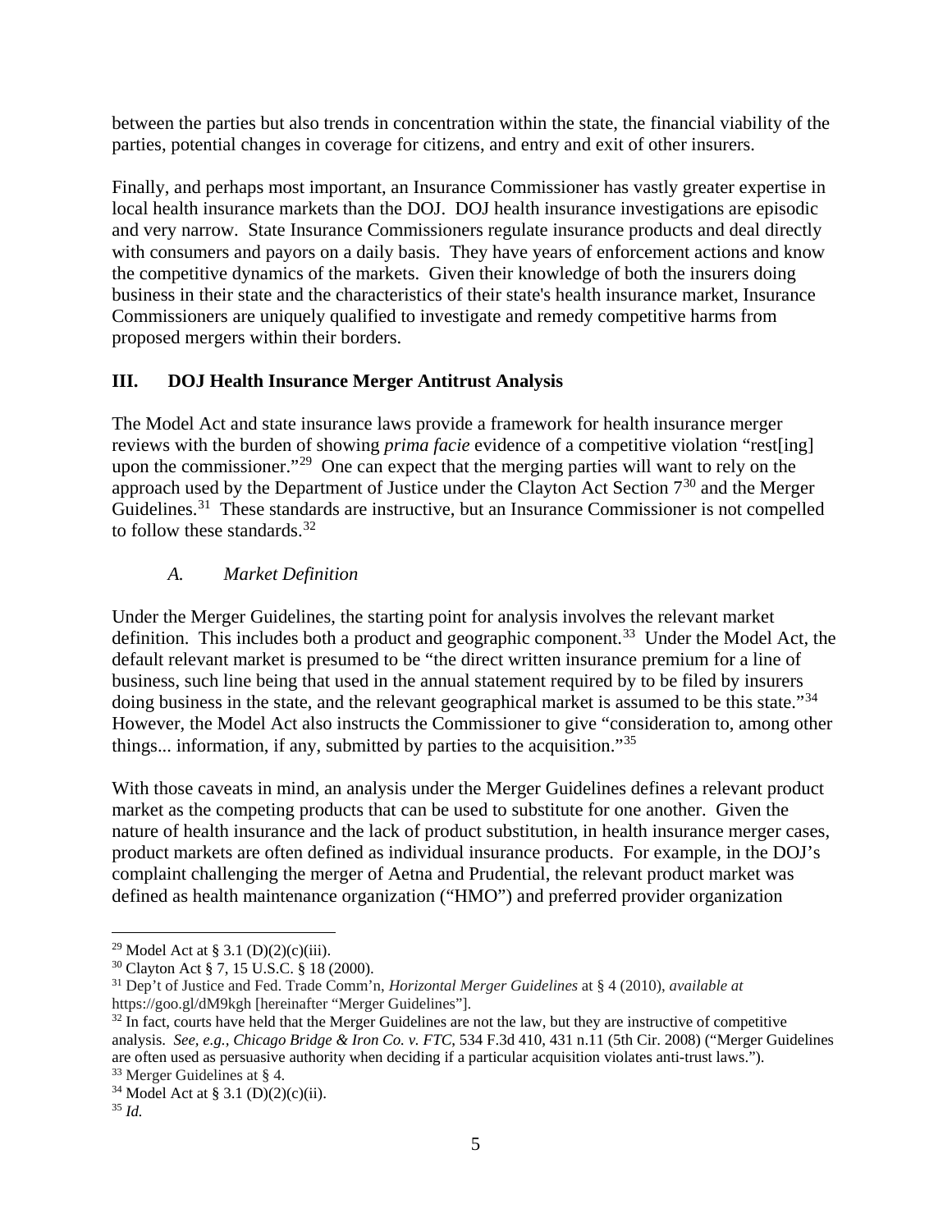between the parties but also trends in concentration within the state, the financial viability of the parties, potential changes in coverage for citizens, and entry and exit of other insurers.

Finally, and perhaps most important, an Insurance Commissioner has vastly greater expertise in local health insurance markets than the DOJ. DOJ health insurance investigations are episodic and very narrow. State Insurance Commissioners regulate insurance products and deal directly with consumers and payors on a daily basis. They have years of enforcement actions and know the competitive dynamics of the markets. Given their knowledge of both the insurers doing business in their state and the characteristics of their state's health insurance market, Insurance Commissioners are uniquely qualified to investigate and remedy competitive harms from proposed mergers within their borders.

## III. DOJ Health Insurance Merger Antitrust Analysis

The Model Act and state insurance laws provide a framework for health insurance merger reviews with the burden of showing *prima facie* evidence of a competitive violation "rest[ing] upon the commissioner."[29] One can expect that the merging parties will want to rely on the approach used by the Department of Justice under the Clayton Act Section 7[30] and the Merger Guidelines.[31] These standards are instructive, but an Insurance Commissioner is not compelled to follow these standards.[32]

### *A. Market Definition*

Under the Merger Guidelines, the starting point for analysis involves the relevant market definition. This includes both a product and geographic component.[33] Under the Model Act, the default relevant market is presumed to be "the direct written insurance premium for a line of business, such line being that used in the annual statement required by to be filed by insurers doing business in the state, and the relevant geographical market is assumed to be this state."[34] However, the Model Act also instructs the Commissioner to give "consideration to, among other things... information, if any, submitted by parties to the acquisition."[35]

With those caveats in mind, an analysis under the Merger Guidelines defines a relevant product market as the competing products that can be used to substitute for one another. Given the nature of health insurance and the lack of product substitution, in health insurance merger cases, product markets are often defined as individual insurance products. For example, in the DOJ's complaint challenging the merger of Aetna and Prudential, the relevant product market was defined as health maintenance organization ("HMO") and preferred provider organization

---

[29] Model Act at § 3.1 (D)(2)(c)(iii).

[30] Clayton Act § 7, 15 U.S.C. § 18 (2000).

[31] Dep't of Justice and Fed. Trade Comm'n, *Horizontal Merger Guidelines* at § 4 (2010), *available at* https://goo.gl/dM9kgh [hereinafter "Merger Guidelines"].

[32] In fact, courts have held that the Merger Guidelines are not the law, but they are instructive of competitive analysis. *See, e.g., Chicago Bridge & Iron Co. v. FTC*, 534 F.3d 410, 431 n.11 (5th Cir. 2008) ("Merger Guidelines are often used as persuasive authority when deciding if a particular acquisition violates anti-trust laws.").

[33] Merger Guidelines at § 4.

[34] Model Act at § 3.1 (D)(2)(c)(ii).

[35] *Id.*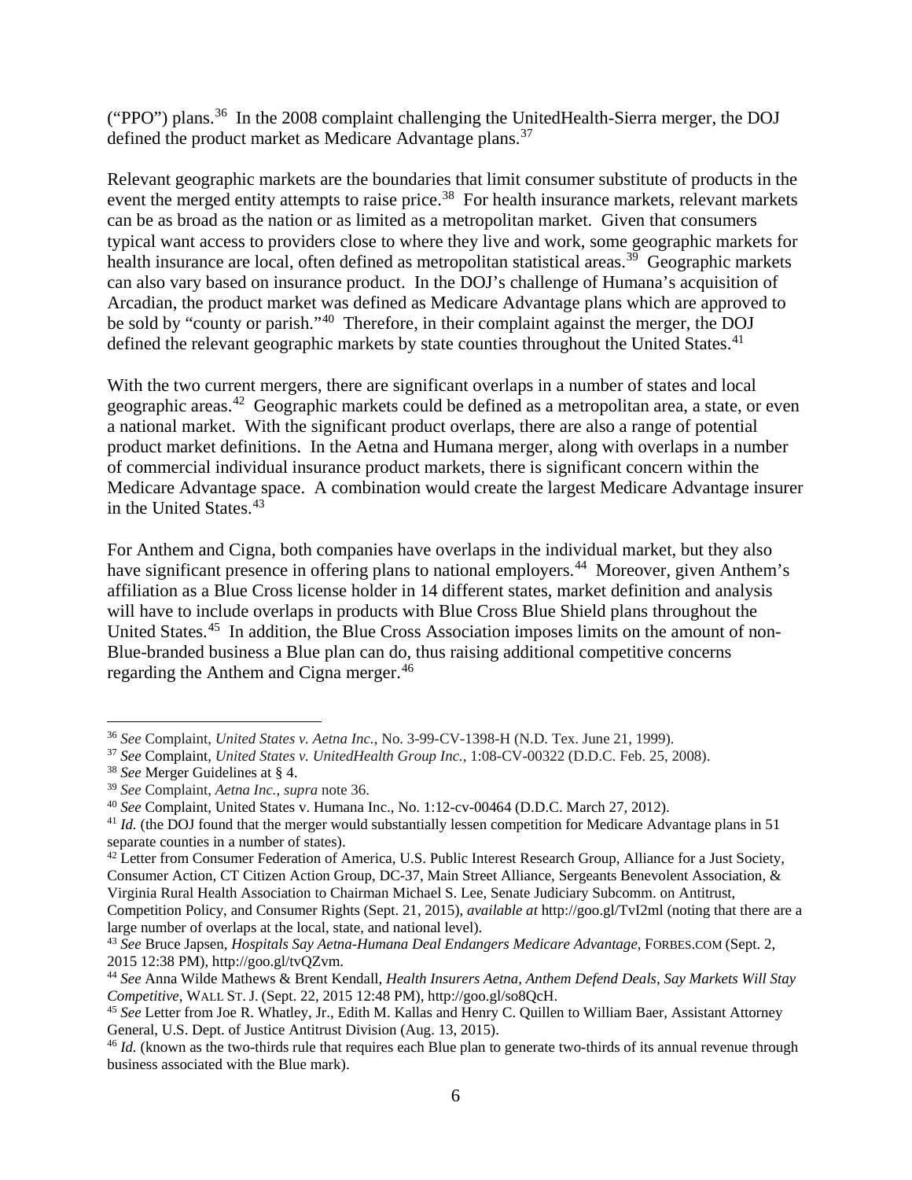("PPO") plans.[36] In the 2008 complaint challenging the UnitedHealth-Sierra merger, the DOJ defined the product market as Medicare Advantage plans.[37]

Relevant geographic markets are the boundaries that limit consumer substitute of products in the event the merged entity attempts to raise price.[38] For health insurance markets, relevant markets can be as broad as the nation or as limited as a metropolitan market. Given that consumers typical want access to providers close to where they live and work, some geographic markets for health insurance are local, often defined as metropolitan statistical areas.[39] Geographic markets can also vary based on insurance product. In the DOJ's challenge of Humana's acquisition of Arcadian, the product market was defined as Medicare Advantage plans which are approved to be sold by "county or parish."[40] Therefore, in their complaint against the merger, the DOJ defined the relevant geographic markets by state counties throughout the United States.[41]

With the two current mergers, there are significant overlaps in a number of states and local geographic areas.[42] Geographic markets could be defined as a metropolitan area, a state, or even a national market. With the significant product overlaps, there are also a range of potential product market definitions. In the Aetna and Humana merger, along with overlaps in a number of commercial individual insurance product markets, there is significant concern within the Medicare Advantage space. A combination would create the largest Medicare Advantage insurer in the United States.[43]

For Anthem and Cigna, both companies have overlaps in the individual market, but they also have significant presence in offering plans to national employers.[44] Moreover, given Anthem's affiliation as a Blue Cross license holder in 14 different states, market definition and analysis will have to include overlaps in products with Blue Cross Blue Shield plans throughout the United States.[45] In addition, the Blue Cross Association imposes limits on the amount of non-Blue-branded business a Blue plan can do, thus raising additional competitive concerns regarding the Anthem and Cigna merger.[46]

---

[36] *See* Complaint, *United States v. Aetna Inc.*, No. 3-99-CV-1398-H (N.D. Tex. June 21, 1999).

[37] *See* Complaint, *United States v. UnitedHealth Group Inc.*, 1:08-CV-00322 (D.D.C. Feb. 25, 2008).

[38] *See* Merger Guidelines at § 4.

[39] *See* Complaint, *Aetna Inc.*, *supra* note 36.

[40] *See* Complaint, United States v. Humana Inc., No. 1:12-cv-00464 (D.D.C. March 27, 2012).

[41] *Id.* (the DOJ found that the merger would substantially lessen competition for Medicare Advantage plans in 51 separate counties in a number of states).

[42] Letter from Consumer Federation of America, U.S. Public Interest Research Group, Alliance for a Just Society, Consumer Action, CT Citizen Action Group, DC-37, Main Street Alliance, Sergeants Benevolent Association, & Virginia Rural Health Association to Chairman Michael S. Lee, Senate Judiciary Subcomm. on Antitrust, Competition Policy, and Consumer Rights (Sept. 21, 2015), *available at* http://goo.gl/TvI2ml (noting that there are a large number of overlaps at the local, state, and national level).

[43] *See* Bruce Japsen, *Hospitals Say Aetna-Humana Deal Endangers Medicare Advantage*, FORBES.COM (Sept. 2, 2015 12:38 PM), http://goo.gl/tvQZvm.

[44] *See* Anna Wilde Mathews & Brent Kendall, *Health Insurers Aetna, Anthem Defend Deals, Say Markets Will Stay Competitive*, WALL ST. J. (Sept. 22, 2015 12:48 PM), http://goo.gl/so8QcH.

[45] *See* Letter from Joe R. Whatley, Jr., Edith M. Kallas and Henry C. Quillen to William Baer, Assistant Attorney General, U.S. Dept. of Justice Antitrust Division (Aug. 13, 2015).

[46] *Id.* (known as the two-thirds rule that requires each Blue plan to generate two-thirds of its annual revenue through business associated with the Blue mark).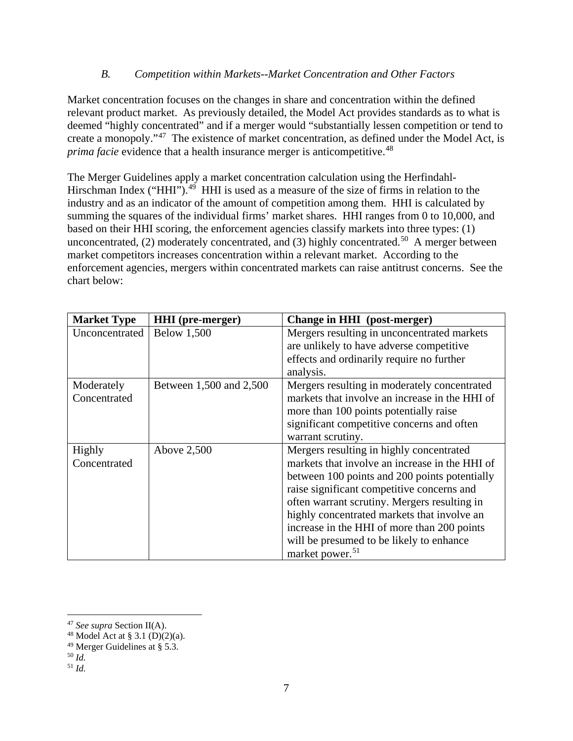### *B. Competition within Markets--Market Concentration and Other Factors*

Market concentration focuses on the changes in share and concentration within the defined relevant product market. As previously detailed, the Model Act provides standards as to what is deemed "highly concentrated" and if a merger would "substantially lessen competition or tend to create a monopoly."[47] The existence of market concentration, as defined under the Model Act, is *prima facie* evidence that a health insurance merger is anticompetitive.[48]

The Merger Guidelines apply a market concentration calculation using the Herfindahl-Hirschman Index ("HHI").[49] HHI is used as a measure of the size of firms in relation to the industry and as an indicator of the amount of competition among them. HHI is calculated by summing the squares of the individual firms' market shares. HHI ranges from 0 to 10,000, and based on their HHI scoring, the enforcement agencies classify markets into three types: (1) unconcentrated, (2) moderately concentrated, and (3) highly concentrated.[50] A merger between market competitors increases concentration within a relevant market. According to the enforcement agencies, mergers within concentrated markets can raise antitrust concerns. See the chart below:

| Market Type | HHI (pre-merger) | Change in HHI (post-merger) |
|---|---|---|
| Unconcentrated | Below 1,500 | Mergers resulting in unconcentrated markets are unlikely to have adverse competitive effects and ordinarily require no further analysis. |
| Moderately Concentrated | Between 1,500 and 2,500 | Mergers resulting in moderately concentrated markets that involve an increase in the HHI of more than 100 points potentially raise significant competitive concerns and often warrant scrutiny. |
| Highly Concentrated | Above 2,500 | Mergers resulting in highly concentrated markets that involve an increase in the HHI of between 100 points and 200 points potentially raise significant competitive concerns and often warrant scrutiny. Mergers resulting in highly concentrated markets that involve an increase in the HHI of more than 200 points will be presumed to be likely to enhance market power.[51] |

[47] *See supra* Section II(A).
[48] Model Act at § 3.1 (D)(2)(a).
[49] Merger Guidelines at § 5.3.
[50] *Id.*
[51] *Id.*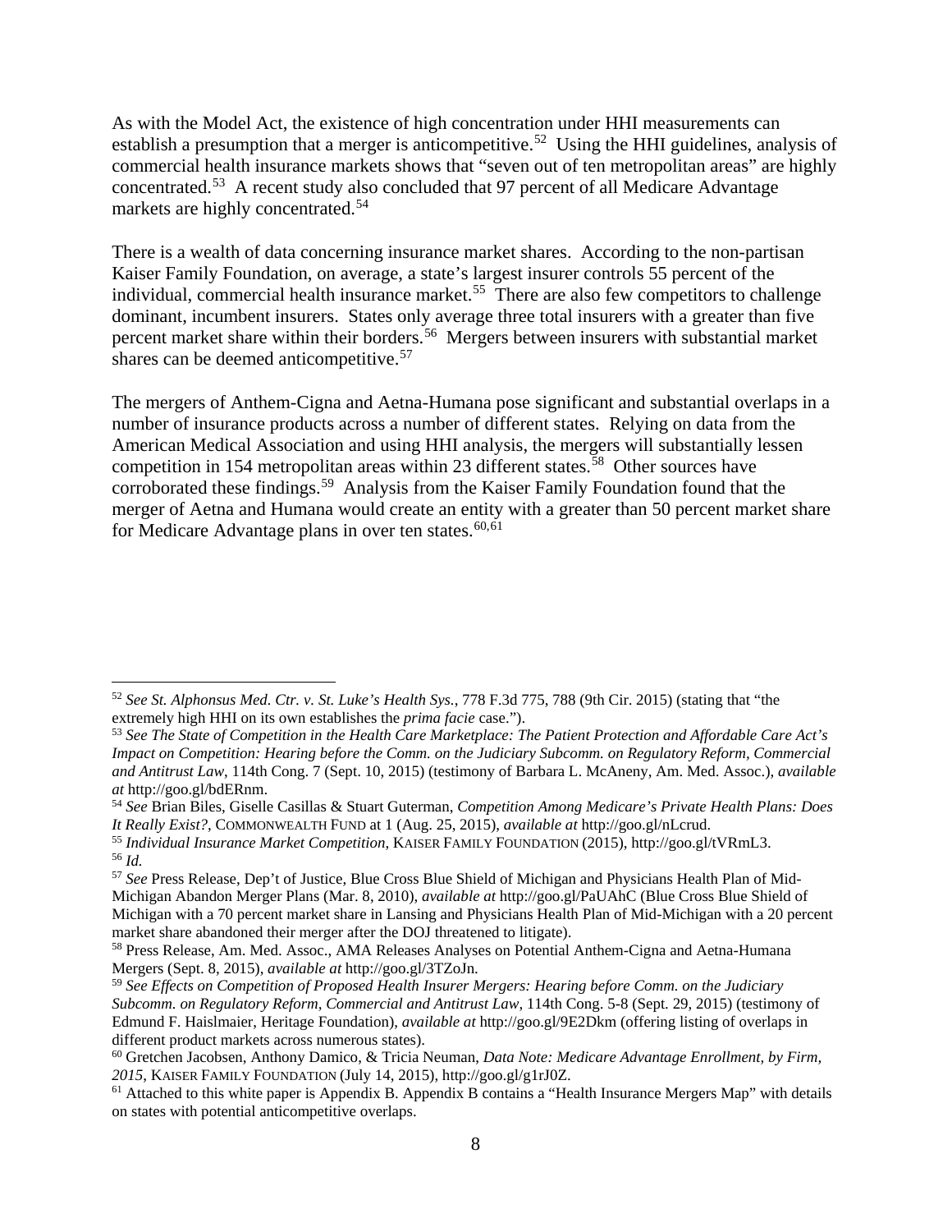As with the Model Act, the existence of high concentration under HHI measurements can establish a presumption that a merger is anticompetitive.[52] Using the HHI guidelines, analysis of commercial health insurance markets shows that "seven out of ten metropolitan areas" are highly concentrated.[53] A recent study also concluded that 97 percent of all Medicare Advantage markets are highly concentrated.[54]

There is a wealth of data concerning insurance market shares. According to the non-partisan Kaiser Family Foundation, on average, a state's largest insurer controls 55 percent of the individual, commercial health insurance market.[55] There are also few competitors to challenge dominant, incumbent insurers. States only average three total insurers with a greater than five percent market share within their borders.[56] Mergers between insurers with substantial market shares can be deemed anticompetitive.[57]

The mergers of Anthem-Cigna and Aetna-Humana pose significant and substantial overlaps in a number of insurance products across a number of different states. Relying on data from the American Medical Association and using HHI analysis, the mergers will substantially lessen competition in 154 metropolitan areas within 23 different states.[58] Other sources have corroborated these findings.[59] Analysis from the Kaiser Family Foundation found that the merger of Aetna and Humana would create an entity with a greater than 50 percent market share for Medicare Advantage plans in over ten states.[60,61]

---

[52] *See St. Alphonsus Med. Ctr. v. St. Luke's Health Sys.*, 778 F.3d 775, 788 (9th Cir. 2015) (stating that "the extremely high HHI on its own establishes the *prima facie* case.").

[53] *See The State of Competition in the Health Care Marketplace: The Patient Protection and Affordable Care Act's Impact on Competition: Hearing before the Comm. on the Judiciary Subcomm. on Regulatory Reform, Commercial and Antitrust Law*, 114th Cong. 7 (Sept. 10, 2015) (testimony of Barbara L. McAneny, Am. Med. Assoc.), *available at* http://goo.gl/bdERnm.

[54] *See* Brian Biles, Giselle Casillas & Stuart Guterman, *Competition Among Medicare's Private Health Plans: Does It Really Exist?*, COMMONWEALTH FUND at 1 (Aug. 25, 2015), *available at* http://goo.gl/nLcrud.

[55] *Individual Insurance Market Competition*, KAISER FAMILY FOUNDATION (2015), http://goo.gl/tVRmL3.

[56] *Id.*

[57] *See* Press Release, Dep't of Justice, Blue Cross Blue Shield of Michigan and Physicians Health Plan of Mid-Michigan Abandon Merger Plans (Mar. 8, 2010), *available at* http://goo.gl/PaUAhC (Blue Cross Blue Shield of Michigan with a 70 percent market share in Lansing and Physicians Health Plan of Mid-Michigan with a 20 percent market share abandoned their merger after the DOJ threatened to litigate).

[58] Press Release, Am. Med. Assoc., AMA Releases Analyses on Potential Anthem-Cigna and Aetna-Humana Mergers (Sept. 8, 2015), *available at* http://goo.gl/3TZoJn.

[59] *See Effects on Competition of Proposed Health Insurer Mergers: Hearing before Comm. on the Judiciary Subcomm. on Regulatory Reform, Commercial and Antitrust Law*, 114th Cong. 5-8 (Sept. 29, 2015) (testimony of Edmund F. Haislmaier, Heritage Foundation), *available at* http://goo.gl/9E2Dkm (offering listing of overlaps in different product markets across numerous states).

[60] Gretchen Jacobsen, Anthony Damico, & Tricia Neuman, *Data Note: Medicare Advantage Enrollment, by Firm, 2015*, KAISER FAMILY FOUNDATION (July 14, 2015), http://goo.gl/g1rJ0Z.

[61] Attached to this white paper is Appendix B. Appendix B contains a "Health Insurance Mergers Map" with details on states with potential anticompetitive overlaps.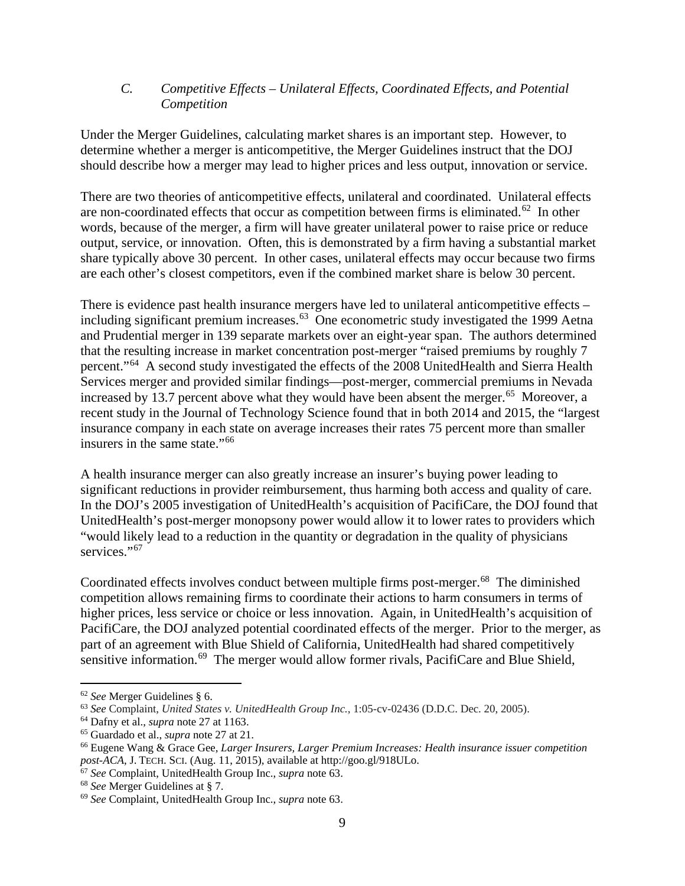### *C. Competitive Effects – Unilateral Effects, Coordinated Effects, and Potential Competition*

Under the Merger Guidelines, calculating market shares is an important step. However, to determine whether a merger is anticompetitive, the Merger Guidelines instruct that the DOJ should describe how a merger may lead to higher prices and less output, innovation or service.

There are two theories of anticompetitive effects, unilateral and coordinated. Unilateral effects are non-coordinated effects that occur as competition between firms is eliminated.[62] In other words, because of the merger, a firm will have greater unilateral power to raise price or reduce output, service, or innovation. Often, this is demonstrated by a firm having a substantial market share typically above 30 percent. In other cases, unilateral effects may occur because two firms are each other's closest competitors, even if the combined market share is below 30 percent.

There is evidence past health insurance mergers have led to unilateral anticompetitive effects – including significant premium increases.[63] One econometric study investigated the 1999 Aetna and Prudential merger in 139 separate markets over an eight-year span. The authors determined that the resulting increase in market concentration post-merger "raised premiums by roughly 7 percent."[64] A second study investigated the effects of the 2008 UnitedHealth and Sierra Health Services merger and provided similar findings—post-merger, commercial premiums in Nevada increased by 13.7 percent above what they would have been absent the merger.[65] Moreover, a recent study in the Journal of Technology Science found that in both 2014 and 2015, the "largest insurance company in each state on average increases their rates 75 percent more than smaller insurers in the same state."[66]

A health insurance merger can also greatly increase an insurer's buying power leading to significant reductions in provider reimbursement, thus harming both access and quality of care. In the DOJ's 2005 investigation of UnitedHealth's acquisition of PacifiCare, the DOJ found that UnitedHealth's post-merger monopsony power would allow it to lower rates to providers which "would likely lead to a reduction in the quantity or degradation in the quality of physicians services."[67]

Coordinated effects involves conduct between multiple firms post-merger.[68] The diminished competition allows remaining firms to coordinate their actions to harm consumers in terms of higher prices, less service or choice or less innovation. Again, in UnitedHealth's acquisition of PacifiCare, the DOJ analyzed potential coordinated effects of the merger. Prior to the merger, as part of an agreement with Blue Shield of California, UnitedHealth had shared competitively sensitive information.[69] The merger would allow former rivals, PacifiCare and Blue Shield,

---

[62] *See* Merger Guidelines § 6.

[63] *See* Complaint, *United States v. UnitedHealth Group Inc.*, 1:05-cv-02436 (D.D.C. Dec. 20, 2005).

[64] Dafny et al., *supra* note 27 at 1163.

[65] Guardado et al., *supra* note 27 at 21.

[66] Eugene Wang & Grace Gee, *Larger Insurers, Larger Premium Increases: Health insurance issuer competition post-ACA*, J. TECH. SCI. (Aug. 11, 2015), available at http://goo.gl/918ULo.

[67] *See* Complaint, UnitedHealth Group Inc., *supra* note 63.

[68] *See* Merger Guidelines at § 7.

[69] *See* Complaint, UnitedHealth Group Inc., *supra* note 63.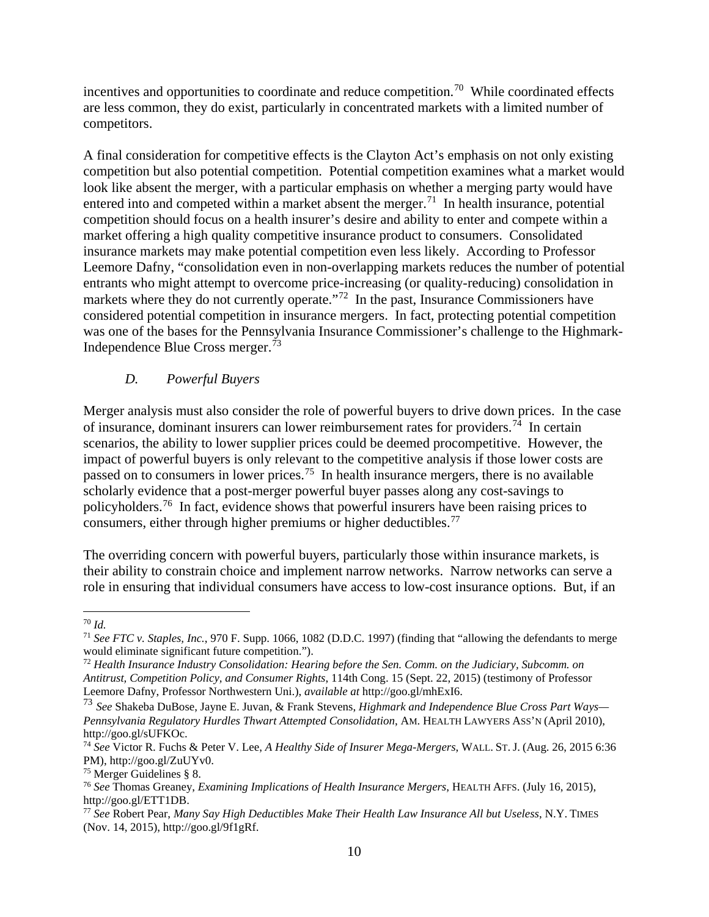incentives and opportunities to coordinate and reduce competition.[70] While coordinated effects are less common, they do exist, particularly in concentrated markets with a limited number of competitors.

A final consideration for competitive effects is the Clayton Act's emphasis on not only existing competition but also potential competition. Potential competition examines what a market would look like absent the merger, with a particular emphasis on whether a merging party would have entered into and competed within a market absent the merger.[71] In health insurance, potential competition should focus on a health insurer's desire and ability to enter and compete within a market offering a high quality competitive insurance product to consumers. Consolidated insurance markets may make potential competition even less likely. According to Professor Leemore Dafny, "consolidation even in non-overlapping markets reduces the number of potential entrants who might attempt to overcome price-increasing (or quality-reducing) consolidation in markets where they do not currently operate."[72] In the past, Insurance Commissioners have considered potential competition in insurance mergers. In fact, protecting potential competition was one of the bases for the Pennsylvania Insurance Commissioner's challenge to the Highmark-Independence Blue Cross merger.[73]

### *D. Powerful Buyers*

Merger analysis must also consider the role of powerful buyers to drive down prices. In the case of insurance, dominant insurers can lower reimbursement rates for providers.[74] In certain scenarios, the ability to lower supplier prices could be deemed procompetitive. However, the impact of powerful buyers is only relevant to the competitive analysis if those lower costs are passed on to consumers in lower prices.[75] In health insurance mergers, there is no available scholarly evidence that a post-merger powerful buyer passes along any cost-savings to policyholders.[76] In fact, evidence shows that powerful insurers have been raising prices to consumers, either through higher premiums or higher deductibles.[77]

The overriding concern with powerful buyers, particularly those within insurance markets, is their ability to constrain choice and implement narrow networks. Narrow networks can serve a role in ensuring that individual consumers have access to low-cost insurance options. But, if an

---

[70] *Id.*

[71] *See FTC v. Staples, Inc.*, 970 F. Supp. 1066, 1082 (D.D.C. 1997) (finding that "allowing the defendants to merge would eliminate significant future competition.").

[72] *Health Insurance Industry Consolidation: Hearing before the Sen. Comm. on the Judiciary, Subcomm. on Antitrust, Competition Policy, and Consumer Rights*, 114th Cong. 15 (Sept. 22, 2015) (testimony of Professor Leemore Dafny, Professor Northwestern Uni.), *available at* http://goo.gl/mhExI6.

[73] *See* Shakeba DuBose, Jayne E. Juvan, & Frank Stevens, *Highmark and Independence Blue Cross Part Ways—Pennsylvania Regulatory Hurdles Thwart Attempted Consolidation*, AM. HEALTH LAWYERS ASS'N (April 2010), http://goo.gl/sUFKOc.

[74] *See* Victor R. Fuchs & Peter V. Lee, *A Healthy Side of Insurer Mega-Mergers*, WALL. ST. J. (Aug. 26, 2015 6:36 PM), http://goo.gl/ZuUYv0.

[75] Merger Guidelines § 8.

[76] *See* Thomas Greaney, *Examining Implications of Health Insurance Mergers*, HEALTH AFFS. (July 16, 2015), http://goo.gl/ETT1DB.

[77] *See* Robert Pear, *Many Say High Deductibles Make Their Health Law Insurance All but Useless*, N.Y. TIMES (Nov. 14, 2015), http://goo.gl/9f1gRf.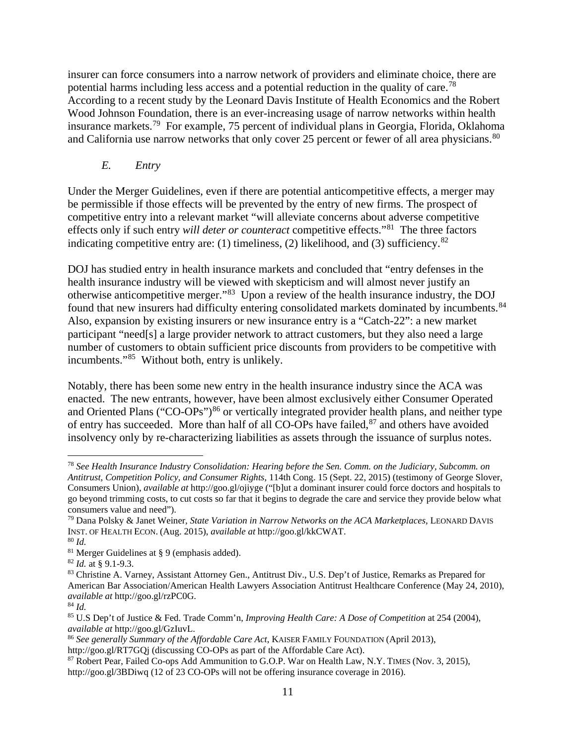insurer can force consumers into a narrow network of providers and eliminate choice, there are potential harms including less access and a potential reduction in the quality of care.[78] According to a recent study by the Leonard Davis Institute of Health Economics and the Robert Wood Johnson Foundation, there is an ever-increasing usage of narrow networks within health insurance markets.[79] For example, 75 percent of individual plans in Georgia, Florida, Oklahoma and California use narrow networks that only cover 25 percent or fewer of all area physicians.[80]

### *E. Entry*

Under the Merger Guidelines, even if there are potential anticompetitive effects, a merger may be permissible if those effects will be prevented by the entry of new firms. The prospect of competitive entry into a relevant market "will alleviate concerns about adverse competitive effects only if such entry *will deter or counteract* competitive effects."[81] The three factors indicating competitive entry are: (1) timeliness, (2) likelihood, and (3) sufficiency.[82]

DOJ has studied entry in health insurance markets and concluded that "entry defenses in the health insurance industry will be viewed with skepticism and will almost never justify an otherwise anticompetitive merger."[83] Upon a review of the health insurance industry, the DOJ found that new insurers had difficulty entering consolidated markets dominated by incumbents.[84] Also, expansion by existing insurers or new insurance entry is a "Catch-22": a new market participant "need[s] a large provider network to attract customers, but they also need a large number of customers to obtain sufficient price discounts from providers to be competitive with incumbents."[85] Without both, entry is unlikely.

Notably, there has been some new entry in the health insurance industry since the ACA was enacted. The new entrants, however, have been almost exclusively either Consumer Operated and Oriented Plans ("CO-OPs")[86] or vertically integrated provider health plans, and neither type of entry has succeeded. More than half of all CO-OPs have failed,[87] and others have avoided insolvency only by re-characterizing liabilities as assets through the issuance of surplus notes.

---

[78] *See Health Insurance Industry Consolidation: Hearing before the Sen. Comm. on the Judiciary, Subcomm. on Antitrust, Competition Policy, and Consumer Rights*, 114th Cong. 15 (Sept. 22, 2015) (testimony of George Slover, Consumers Union), *available at* http://goo.gl/ojiyge ("[b]ut a dominant insurer could force doctors and hospitals to go beyond trimming costs, to cut costs so far that it begins to degrade the care and service they provide below what consumers value and need").

[79] Dana Polsky & Janet Weiner, *State Variation in Narrow Networks on the ACA Marketplaces*, LEONARD DAVIS INST. OF HEALTH ECON. (Aug. 2015), *available at* http://goo.gl/kkCWAT.

[80] *Id.*

[81] Merger Guidelines at § 9 (emphasis added).

[82] *Id.* at § 9.1-9.3.

[83] Christine A. Varney, Assistant Attorney Gen., Antitrust Div., U.S. Dep't of Justice, Remarks as Prepared for American Bar Association/American Health Lawyers Association Antitrust Healthcare Conference (May 24, 2010), *available at* http://goo.gl/rzPC0G.

[84] *Id.*

[85] U.S Dep't of Justice & Fed. Trade Comm'n, *Improving Health Care: A Dose of Competition* at 254 (2004), *available at* http://goo.gl/GzIuvL.

[86] *See generally Summary of the Affordable Care Act*, KAISER FAMILY FOUNDATION (April 2013), http://goo.gl/RT7GQj (discussing CO-OPs as part of the Affordable Care Act).

[87] Robert Pear, Failed Co-ops Add Ammunition to G.O.P. War on Health Law, N.Y. TIMES (Nov. 3, 2015), http://goo.gl/3BDiwq (12 of 23 CO-OPs will not be offering insurance coverage in 2016).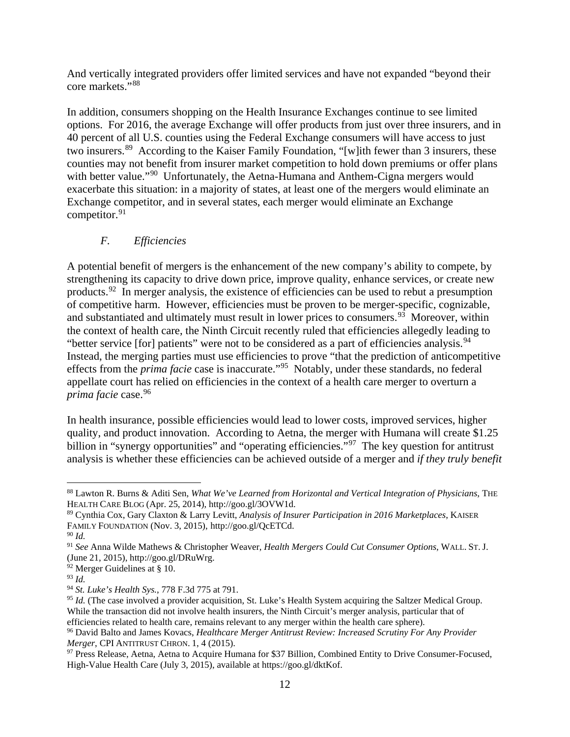And vertically integrated providers offer limited services and have not expanded "beyond their core markets."[88]

In addition, consumers shopping on the Health Insurance Exchanges continue to see limited options. For 2016, the average Exchange will offer products from just over three insurers, and in 40 percent of all U.S. counties using the Federal Exchange consumers will have access to just two insurers.[89] According to the Kaiser Family Foundation, "[w]ith fewer than 3 insurers, these counties may not benefit from insurer market competition to hold down premiums or offer plans with better value."[90] Unfortunately, the Aetna-Humana and Anthem-Cigna mergers would exacerbate this situation: in a majority of states, at least one of the mergers would eliminate an Exchange competitor, and in several states, each merger would eliminate an Exchange competitor.[91]

### *F. Efficiencies*

A potential benefit of mergers is the enhancement of the new company's ability to compete, by strengthening its capacity to drive down price, improve quality, enhance services, or create new products.[92] In merger analysis, the existence of efficiencies can be used to rebut a presumption of competitive harm. However, efficiencies must be proven to be merger-specific, cognizable, and substantiated and ultimately must result in lower prices to consumers.[93] Moreover, within the context of health care, the Ninth Circuit recently ruled that efficiencies allegedly leading to "better service [for] patients" were not to be considered as a part of efficiencies analysis.[94] Instead, the merging parties must use efficiencies to prove "that the prediction of anticompetitive effects from the *prima facie* case is inaccurate."[95] Notably, under these standards, no federal appellate court has relied on efficiencies in the context of a health care merger to overturn a *prima facie* case.[96]

In health insurance, possible efficiencies would lead to lower costs, improved services, higher quality, and product innovation. According to Aetna, the merger with Humana will create $1.25 billion in "synergy opportunities" and "operating efficiencies."[97] The key question for antitrust analysis is whether these efficiencies can be achieved outside of a merger and *if they truly benefit*

---

[88] Lawton R. Burns & Aditi Sen, *What We've Learned from Horizontal and Vertical Integration of Physicians*, THE HEALTH CARE BLOG (Apr. 25, 2014), http://goo.gl/3OVW1d.

[89] Cynthia Cox, Gary Claxton & Larry Levitt, *Analysis of Insurer Participation in 2016 Marketplaces*, KAISER FAMILY FOUNDATION (Nov. 3, 2015), http://goo.gl/QcETCd.

[90] *Id.*

[91] *See* Anna Wilde Mathews & Christopher Weaver, *Health Mergers Could Cut Consumer Options*, WALL. ST. J. (June 21, 2015), http://goo.gl/DRuWrg.

[92] Merger Guidelines at § 10.

[93] *Id.*

[94] *St. Luke's Health Sys.*, 778 F.3d 775 at 791.

[95] *Id.* (The case involved a provider acquisition, St. Luke's Health System acquiring the Saltzer Medical Group. While the transaction did not involve health insurers, the Ninth Circuit's merger analysis, particular that of efficiencies related to health care, remains relevant to any merger within the health care sphere).

[96] David Balto and James Kovacs, *Healthcare Merger Antitrust Review: Increased Scrutiny For Any Provider Merger*, CPI ANTITRUST CHRON. 1, 4 (2015).

[97] Press Release, Aetna, Aetna to Acquire Humana for $37 Billion, Combined Entity to Drive Consumer-Focused, High-Value Health Care (July 3, 2015), available at https://goo.gl/dktKof.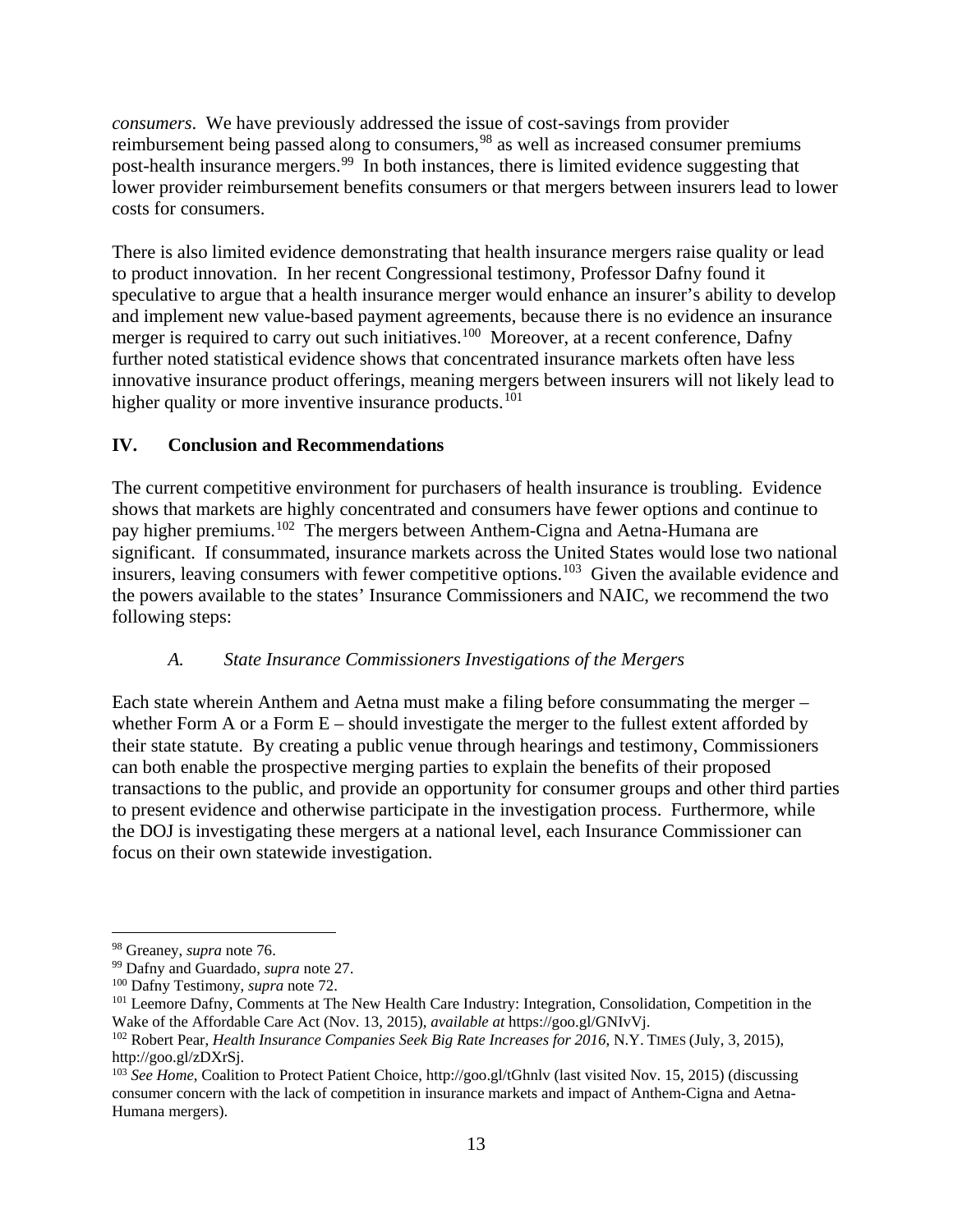*consumers*. We have previously addressed the issue of cost-savings from provider reimbursement being passed along to consumers,[98] as well as increased consumer premiums post-health insurance mergers.[99] In both instances, there is limited evidence suggesting that lower provider reimbursement benefits consumers or that mergers between insurers lead to lower costs for consumers.

There is also limited evidence demonstrating that health insurance mergers raise quality or lead to product innovation. In her recent Congressional testimony, Professor Dafny found it speculative to argue that a health insurance merger would enhance an insurer's ability to develop and implement new value-based payment agreements, because there is no evidence an insurance merger is required to carry out such initiatives.[100] Moreover, at a recent conference, Dafny further noted statistical evidence shows that concentrated insurance markets often have less innovative insurance product offerings, meaning mergers between insurers will not likely lead to higher quality or more inventive insurance products.[101]

## IV. Conclusion and Recommendations

The current competitive environment for purchasers of health insurance is troubling. Evidence shows that markets are highly concentrated and consumers have fewer options and continue to pay higher premiums.[102] The mergers between Anthem-Cigna and Aetna-Humana are significant. If consummated, insurance markets across the United States would lose two national insurers, leaving consumers with fewer competitive options.[103] Given the available evidence and the powers available to the states' Insurance Commissioners and NAIC, we recommend the two following steps:

### *A. State Insurance Commissioners Investigations of the Mergers*

Each state wherein Anthem and Aetna must make a filing before consummating the merger – whether Form A or a Form E – should investigate the merger to the fullest extent afforded by their state statute. By creating a public venue through hearings and testimony, Commissioners can both enable the prospective merging parties to explain the benefits of their proposed transactions to the public, and provide an opportunity for consumer groups and other third parties to present evidence and otherwise participate in the investigation process. Furthermore, while the DOJ is investigating these mergers at a national level, each Insurance Commissioner can focus on their own statewide investigation.

---

[98] Greaney, *supra* note 76.

[99] Dafny and Guardado, *supra* note 27.

[100] Dafny Testimony, *supra* note 72.

[101] Leemore Dafny, Comments at The New Health Care Industry: Integration, Consolidation, Competition in the Wake of the Affordable Care Act (Nov. 13, 2015), *available at* https://goo.gl/GNIvVj.

[102] Robert Pear, *Health Insurance Companies Seek Big Rate Increases for 2016*, N.Y. TIMES (July, 3, 2015), http://goo.gl/zDXrSj.

[103] *See Home*, Coalition to Protect Patient Choice, http://goo.gl/tGhnlv (last visited Nov. 15, 2015) (discussing consumer concern with the lack of competition in insurance markets and impact of Anthem-Cigna and Aetna-Humana mergers).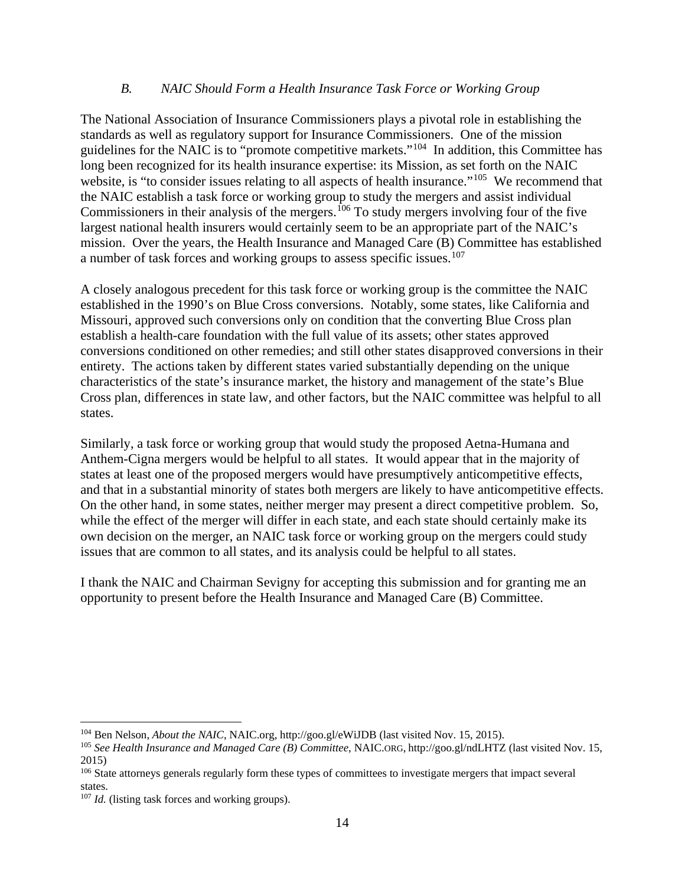### *B. NAIC Should Form a Health Insurance Task Force or Working Group*

The National Association of Insurance Commissioners plays a pivotal role in establishing the standards as well as regulatory support for Insurance Commissioners. One of the mission guidelines for the NAIC is to "promote competitive markets."[104] In addition, this Committee has long been recognized for its health insurance expertise: its Mission, as set forth on the NAIC website, is "to consider issues relating to all aspects of health insurance."[105] We recommend that the NAIC establish a task force or working group to study the mergers and assist individual Commissioners in their analysis of the mergers.[106] To study mergers involving four of the five largest national health insurers would certainly seem to be an appropriate part of the NAIC's mission. Over the years, the Health Insurance and Managed Care (B) Committee has established a number of task forces and working groups to assess specific issues.[107]

A closely analogous precedent for this task force or working group is the committee the NAIC established in the 1990's on Blue Cross conversions. Notably, some states, like California and Missouri, approved such conversions only on condition that the converting Blue Cross plan establish a health-care foundation with the full value of its assets; other states approved conversions conditioned on other remedies; and still other states disapproved conversions in their entirety. The actions taken by different states varied substantially depending on the unique characteristics of the state's insurance market, the history and management of the state's Blue Cross plan, differences in state law, and other factors, but the NAIC committee was helpful to all states.

Similarly, a task force or working group that would study the proposed Aetna-Humana and Anthem-Cigna mergers would be helpful to all states. It would appear that in the majority of states at least one of the proposed mergers would have presumptively anticompetitive effects, and that in a substantial minority of states both mergers are likely to have anticompetitive effects. On the other hand, in some states, neither merger may present a direct competitive problem. So, while the effect of the merger will differ in each state, and each state should certainly make its own decision on the merger, an NAIC task force or working group on the mergers could study issues that are common to all states, and its analysis could be helpful to all states.

I thank the NAIC and Chairman Sevigny for accepting this submission and for granting me an opportunity to present before the Health Insurance and Managed Care (B) Committee.

---

[104] Ben Nelson, *About the NAIC*, NAIC.org, http://goo.gl/eWiJDB (last visited Nov. 15, 2015).

[105] *See Health Insurance and Managed Care (B) Committee*, NAIC.ORG, http://goo.gl/ndLHTZ (last visited Nov. 15, 2015)

[106] State attorneys generals regularly form these types of committees to investigate mergers that impact several states.

[107] *Id.* (listing task forces and working groups).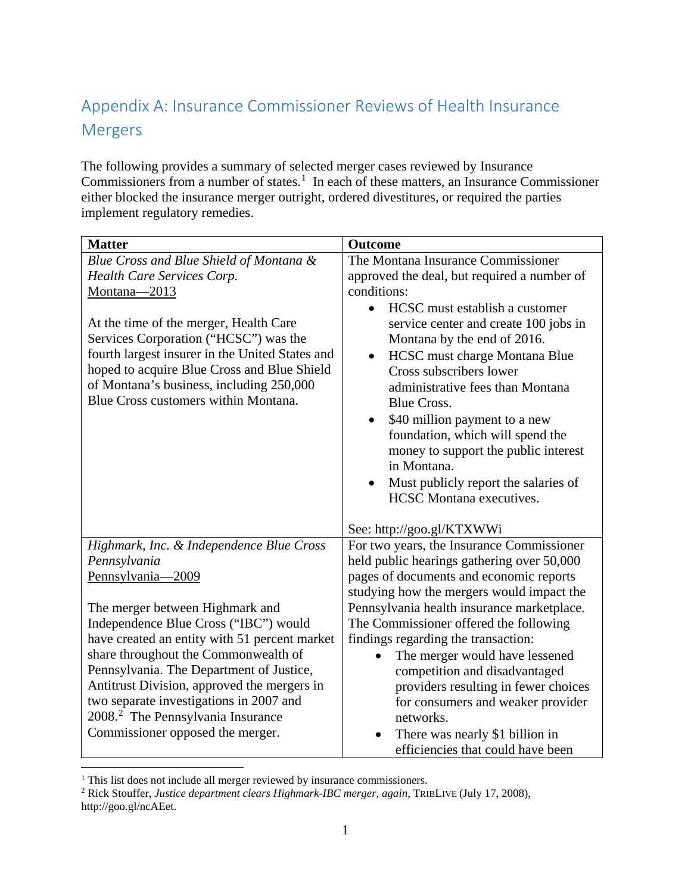## Appendix A: Insurance Commissioner Reviews of Health Insurance Mergers

The following provides a summary of selected merger cases reviewed by Insurance Commissioners from a number of states.[1] In each of these matters, an Insurance Commissioner either blocked the insurance merger outright, ordered divestitures, or required the parties implement regulatory remedies.

| Matter | Outcome |
|---|---|
| *Blue Cross and Blue Shield of Montana & Health Care Services Corp.*<br>Montana—2013<br><br>At the time of the merger, Health Care Services Corporation ("HCSC") was the fourth largest insurer in the United States and hoped to acquire Blue Cross and Blue Shield of Montana's business, including 250,000 Blue Cross customers within Montana. | The Montana Insurance Commissioner approved the deal, but required a number of conditions:<br>• HCSC must establish a customer service center and create 100 jobs in Montana by the end of 2016.<br>• HCSC must charge Montana Blue Cross subscribers lower administrative fees than Montana Blue Cross.<br>• $40 million payment to a new foundation, which will spend the money to support the public interest in Montana.<br>• Must publicly report the salaries of HCSC Montana executives.<br><br>See: http://goo.gl/KTXWWi |
| *Highmark, Inc. & Independence Blue Cross Pennsylvania*<br>Pennsylvania—2009<br><br>The merger between Highmark and Independence Blue Cross ("IBC") would have created an entity with 51 percent market share throughout the Commonwealth of Pennsylvania. The Department of Justice, Antitrust Division, approved the mergers in two separate investigations in 2007 and 2008.[2] The Pennsylvania Insurance Commissioner opposed the merger. | For two years, the Insurance Commissioner held public hearings gathering over 50,000 pages of documents and economic reports studying how the mergers would impact the Pennsylvania health insurance marketplace. The Commissioner offered the following findings regarding the transaction:<br>• The merger would have lessened competition and disadvantaged providers resulting in fewer choices for consumers and weaker provider networks.<br>• There was nearly $1 billion in efficiencies that could have been |

[1] This list does not include all merger reviewed by insurance commissioners.

[2] Rick Stouffer, *Justice department clears Highmark-IBC merger, again*, TRIBLIVE (July 17, 2008), http://goo.gl/ncAEet.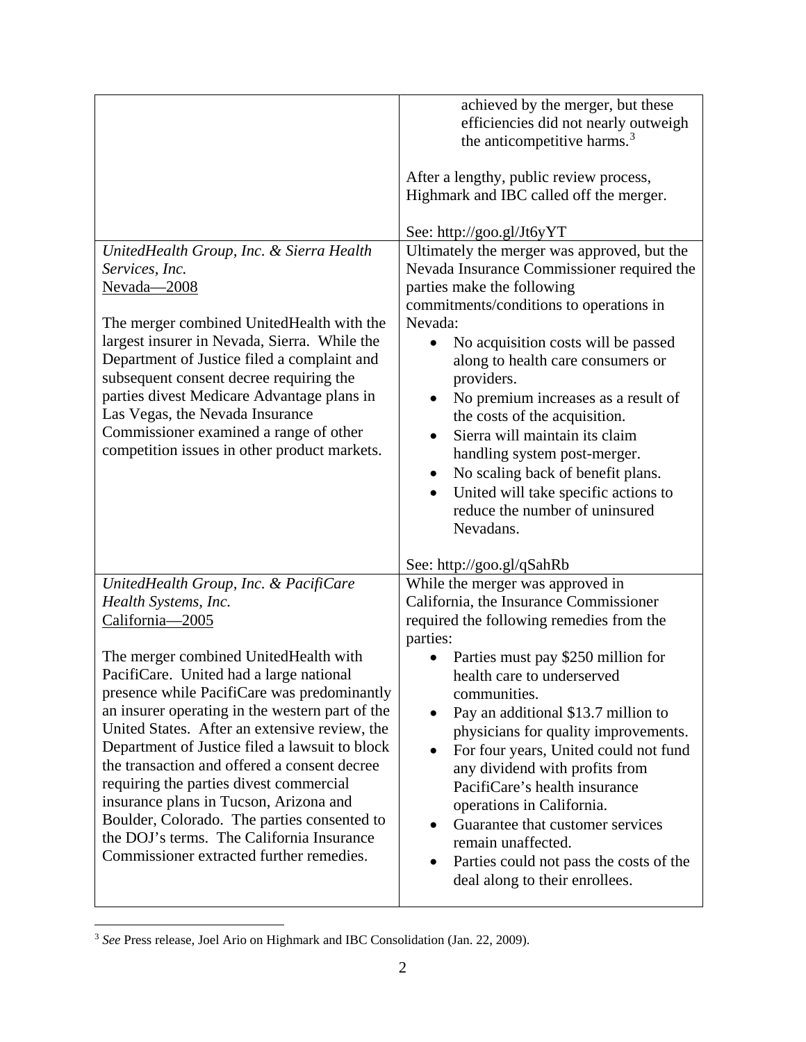| | |
|---|---|
| | achieved by the merger, but these efficiencies did not nearly outweigh the anticompetitive harms.[3]<br><br>After a lengthy, public review process, Highmark and IBC called off the merger.<br><br>See: http://goo.gl/Jt6yYT |
| *UnitedHealth Group, Inc. & Sierra Health Services, Inc.*<br>Nevada—2008<br><br>The merger combined UnitedHealth with the largest insurer in Nevada, Sierra. While the Department of Justice filed a complaint and subsequent consent decree requiring the parties divest Medicare Advantage plans in Las Vegas, the Nevada Insurance Commissioner examined a range of other competition issues in other product markets. | Ultimately the merger was approved, but the Nevada Insurance Commissioner required the parties make the following commitments/conditions to operations in Nevada:<br>• No acquisition costs will be passed along to health care consumers or providers.<br>• No premium increases as a result of the costs of the acquisition.<br>• Sierra will maintain its claim handling system post-merger.<br>• No scaling back of benefit plans.<br>• United will take specific actions to reduce the number of uninsured Nevadans.<br><br>See: http://goo.gl/qSahRb |
| *UnitedHealth Group, Inc. & PacifiCare Health Systems, Inc.*<br>California—2005<br><br>The merger combined UnitedHealth with PacifiCare. United had a large national presence while PacifiCare was predominantly an insurer operating in the western part of the United States. After an extensive review, the Department of Justice filed a lawsuit to block the transaction and offered a consent decree requiring the parties divest commercial insurance plans in Tucson, Arizona and Boulder, Colorado. The parties consented to the DOJ's terms. The California Insurance Commissioner extracted further remedies. | While the merger was approved in California, the Insurance Commissioner required the following remedies from the parties:<br>• Parties must pay \$250 million for health care to underserved communities.<br>• Pay an additional \$13.7 million to physicians for quality improvements.<br>• For four years, United could not fund any dividend with profits from PacifiCare's health insurance operations in California.<br>• Guarantee that customer services remain unaffected.<br>• Parties could not pass the costs of the deal along to their enrollees. |

[3] *See* Press release, Joel Ario on Highmark and IBC Consolidation (Jan. 22, 2009).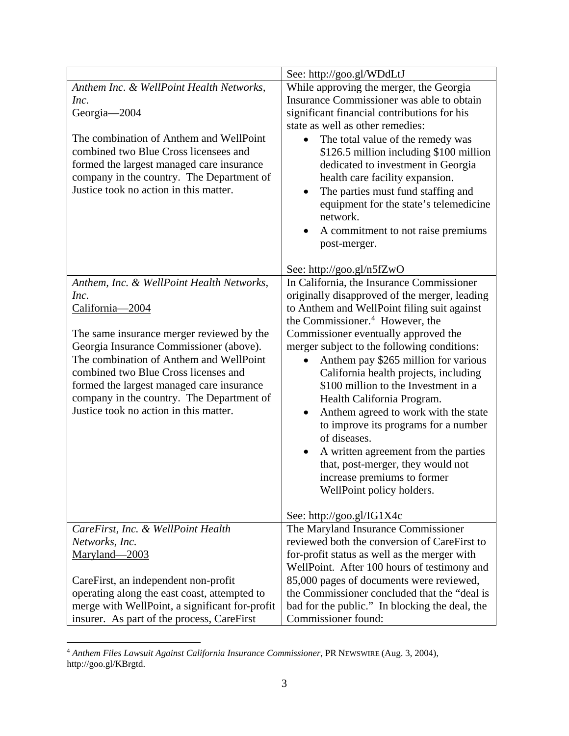| | |
|---|---|
| | See: http://goo.gl/WDdLtJ |
| *Anthem Inc. & WellPoint Health Networks, Inc.*<br>Georgia—2004<br><br>The combination of Anthem and WellPoint combined two Blue Cross licensees and formed the largest managed care insurance company in the country. The Department of Justice took no action in this matter. | While approving the merger, the Georgia Insurance Commissioner was able to obtain significant financial contributions for his state as well as other remedies:<br>• The total value of the remedy was \$126.5 million including \$100 million dedicated to investment in Georgia health care facility expansion.<br>• The parties must fund staffing and equipment for the state's telemedicine network.<br>• A commitment to not raise premiums post-merger.<br><br>See: http://goo.gl/n5fZwO |
| *Anthem, Inc. & WellPoint Health Networks, Inc.*<br>California—2004<br><br>The same insurance merger reviewed by the Georgia Insurance Commissioner (above). The combination of Anthem and WellPoint combined two Blue Cross licenses and formed the largest managed care insurance company in the country. The Department of Justice took no action in this matter. | In California, the Insurance Commissioner originally disapproved of the merger, leading to Anthem and WellPoint filing suit against the Commissioner.[4] However, the Commissioner eventually approved the merger subject to the following conditions:<br>• Anthem pay \$265 million for various California health projects, including \$100 million to the Investment in a Health California Program.<br>• Anthem agreed to work with the state to improve its programs for a number of diseases.<br>• A written agreement from the parties that, post-merger, they would not increase premiums to former WellPoint policy holders.<br><br>See: http://goo.gl/IG1X4c |
| *CareFirst, Inc. & WellPoint Health Networks, Inc.*<br>Maryland—2003<br><br>CareFirst, an independent non-profit operating along the east coast, attempted to merge with WellPoint, a significant for-profit insurer. As part of the process, CareFirst | The Maryland Insurance Commissioner reviewed both the conversion of CareFirst to for-profit status as well as the merger with WellPoint. After 100 hours of testimony and 85,000 pages of documents were reviewed, the Commissioner concluded that the "deal is bad for the public." In blocking the deal, the Commissioner found: |

[4] *Anthem Files Lawsuit Against California Insurance Commissioner*, PR NEWSWIRE (Aug. 3, 2004), http://goo.gl/KBrgtd.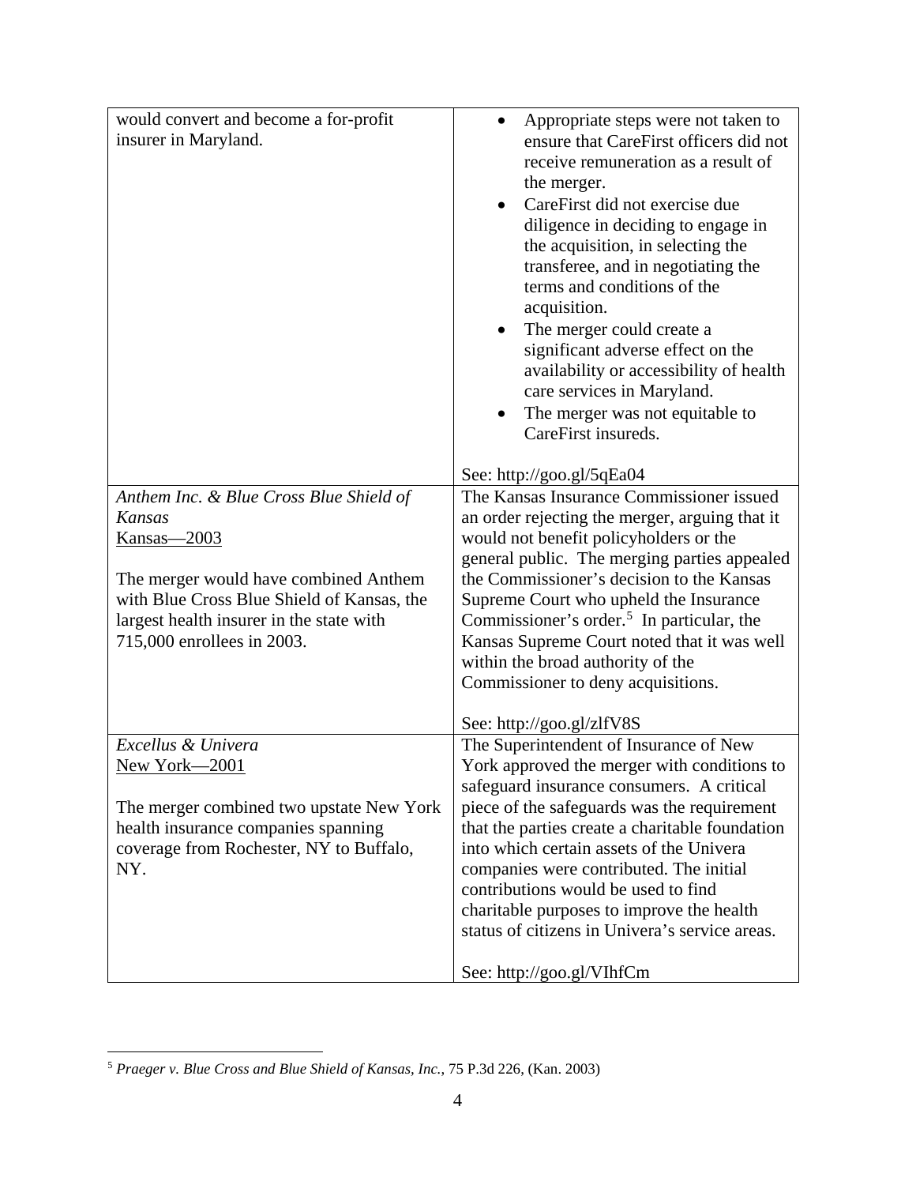| | |
|---|---|
| would convert and become a for-profit insurer in Maryland. | • Appropriate steps were not taken to ensure that CareFirst officers did not receive remuneration as a result of the merger.<br>• CareFirst did not exercise due diligence in deciding to engage in the acquisition, in selecting the transferee, and in negotiating the terms and conditions of the acquisition.<br>• The merger could create a significant adverse effect on the availability or accessibility of health care services in Maryland.<br>• The merger was not equitable to CareFirst insureds.<br><br>See: http://goo.gl/5qEa04 |
| *Anthem Inc. & Blue Cross Blue Shield of Kansas*<br>Kansas—2003<br><br>The merger would have combined Anthem with Blue Cross Blue Shield of Kansas, the largest health insurer in the state with 715,000 enrollees in 2003. | The Kansas Insurance Commissioner issued an order rejecting the merger, arguing that it would not benefit policyholders or the general public. The merging parties appealed the Commissioner's decision to the Kansas Supreme Court who upheld the Insurance Commissioner's order.[5] In particular, the Kansas Supreme Court noted that it was well within the broad authority of the Commissioner to deny acquisitions.<br><br>See: http://goo.gl/zlfV8S |
| *Excellus & Univera*<br>New York—2001<br><br>The merger combined two upstate New York health insurance companies spanning coverage from Rochester, NY to Buffalo, NY. | The Superintendent of Insurance of New York approved the merger with conditions to safeguard insurance consumers. A critical piece of the safeguards was the requirement that the parties create a charitable foundation into which certain assets of the Univera companies were contributed. The initial contributions would be used to find charitable purposes to improve the health status of citizens in Univera's service areas.<br><br>See: http://goo.gl/VIhfCm |

[5] *Praeger v. Blue Cross and Blue Shield of Kansas, Inc.*, 75 P.3d 226, (Kan. 2003)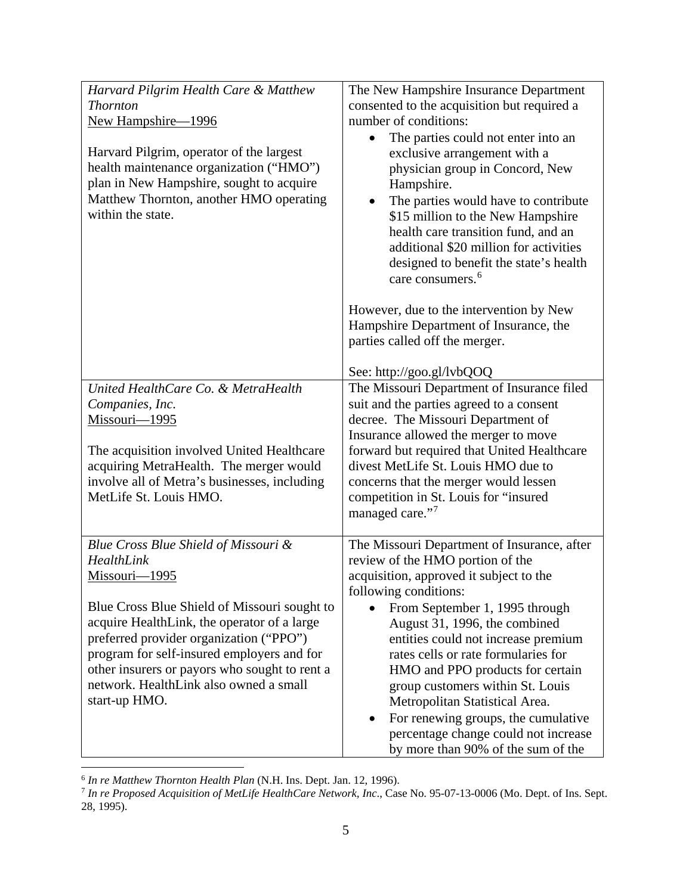| | |
|---|---|
| *Harvard Pilgrim Health Care & Matthew Thornton*<br>New Hampshire—1996<br><br>Harvard Pilgrim, operator of the largest health maintenance organization ("HMO") plan in New Hampshire, sought to acquire Matthew Thornton, another HMO operating within the state. | The New Hampshire Insurance Department consented to the acquisition but required a number of conditions:<br>• The parties could not enter into an exclusive arrangement with a physician group in Concord, New Hampshire.<br>• The parties would have to contribute \$15 million to the New Hampshire health care transition fund, and an additional \$20 million for activities designed to benefit the state's health care consumers.[6]<br><br>However, due to the intervention by New Hampshire Department of Insurance, the parties called off the merger.<br><br>See: http://goo.gl/lvbQOQ |
| *United HealthCare Co. & MetraHealth Companies, Inc.*<br>Missouri—1995<br><br>The acquisition involved United Healthcare acquiring MetraHealth. The merger would involve all of Metra's businesses, including MetLife St. Louis HMO. | The Missouri Department of Insurance filed suit and the parties agreed to a consent decree. The Missouri Department of Insurance allowed the merger to move forward but required that United Healthcare divest MetLife St. Louis HMO due to concerns that the merger would lessen competition in St. Louis for "insured managed care."[7] |
| *Blue Cross Blue Shield of Missouri & HealthLink*<br>Missouri—1995<br><br>Blue Cross Blue Shield of Missouri sought to acquire HealthLink, the operator of a large preferred provider organization ("PPO") program for self-insured employers and for other insurers or payors who sought to rent a network. HealthLink also owned a small start-up HMO. | The Missouri Department of Insurance, after review of the HMO portion of the acquisition, approved it subject to the following conditions:<br>• From September 1, 1995 through August 31, 1996, the combined entities could not increase premium rates cells or rate formularies for HMO and PPO products for certain group customers within St. Louis Metropolitan Statistical Area.<br>• For renewing groups, the cumulative percentage change could not increase by more than 90% of the sum of the |

[6] *In re Matthew Thornton Health Plan* (N.H. Ins. Dept. Jan. 12, 1996).

[7] *In re Proposed Acquisition of MetLife HealthCare Network, Inc*., Case No. 95-07-13-0006 (Mo. Dept. of Ins. Sept. 28, 1995).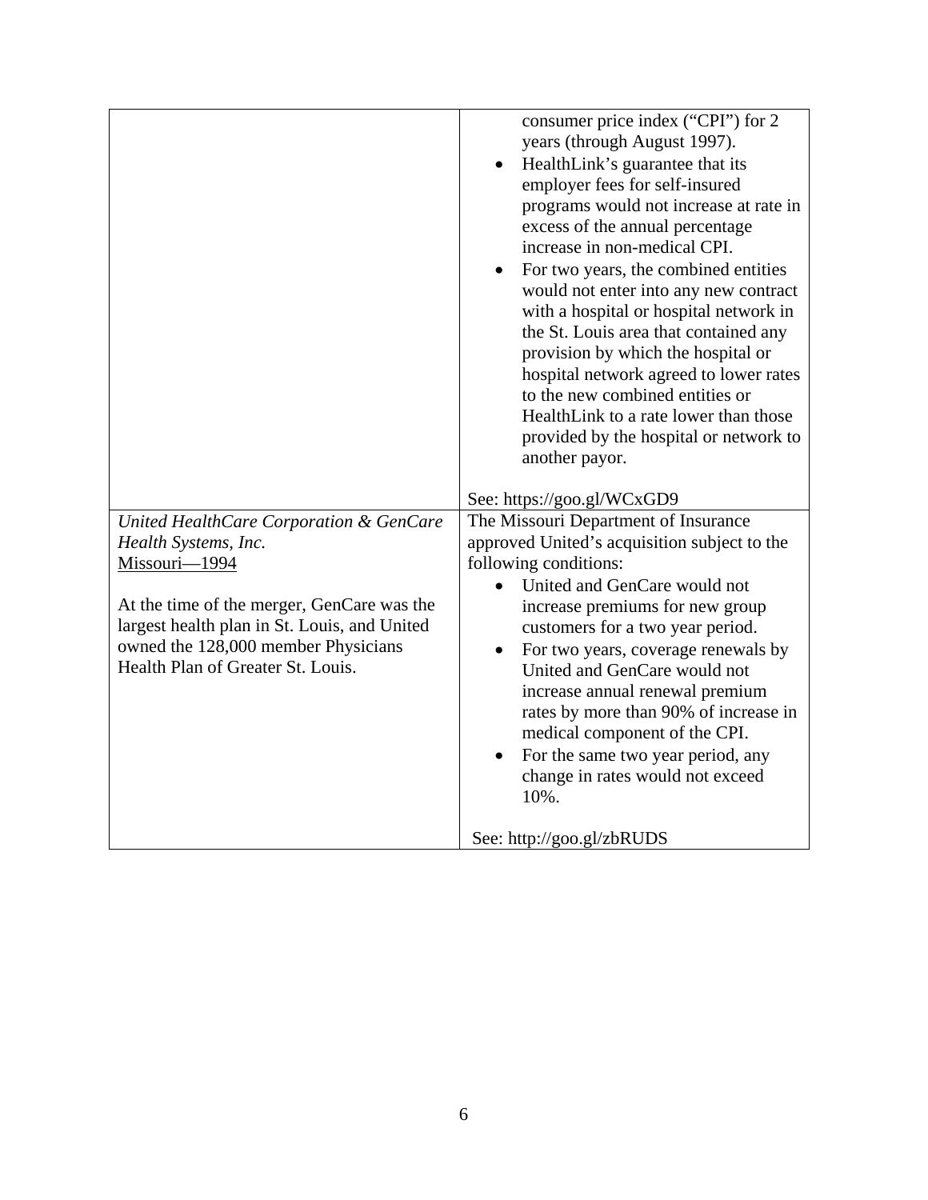| | |
|---|---|
| | consumer price index ("CPI") for 2 years (through August 1997).<br>• HealthLink's guarantee that its employer fees for self-insured programs would not increase at rate in excess of the annual percentage increase in non-medical CPI.<br>• For two years, the combined entities would not enter into any new contract with a hospital or hospital network in the St. Louis area that contained any provision by which the hospital or hospital network agreed to lower rates to the new combined entities or HealthLink to a rate lower than those provided by the hospital or network to another payor.<br><br>See: https://goo.gl/WCxGD9 |
| *United HealthCare Corporation & GenCare Health Systems, Inc.*<br>Missouri—1994<br><br>At the time of the merger, GenCare was the largest health plan in St. Louis, and United owned the 128,000 member Physicians Health Plan of Greater St. Louis. | The Missouri Department of Insurance approved United's acquisition subject to the following conditions:<br>• United and GenCare would not increase premiums for new group customers for a two year period.<br>• For two years, coverage renewals by United and GenCare would not increase annual renewal premium rates by more than 90% of increase in medical component of the CPI.<br>• For the same two year period, any change in rates would not exceed 10%.<br><br>See: http://goo.gl/zbRUDS |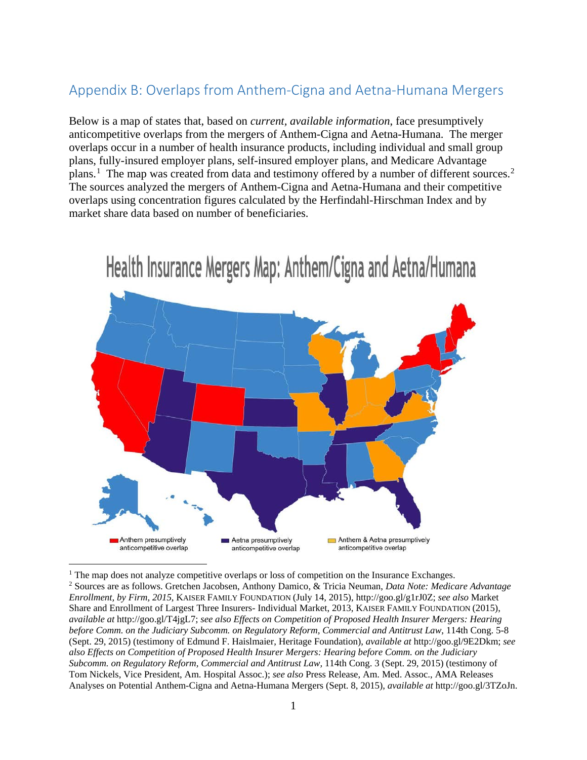## Appendix B: Overlaps from Anthem-Cigna and Aetna-Humana Mergers

Below is a map of states that, based on *current, available information*, face presumptively anticompetitive overlaps from the mergers of Anthem-Cigna and Aetna-Humana. The merger overlaps occur in a number of health insurance products, including individual and small group plans, fully-insured employer plans, self-insured employer plans, and Medicare Advantage plans.[1] The map was created from data and testimony offered by a number of different sources.[2] The sources analyzed the mergers of Anthem-Cigna and Aetna-Humana and their competitive overlaps using concentration figures calculated by the Herfindahl-Hirschman Index and by market share data based on number of beneficiaries.

Health Insurance Mergers Map: Anthem/Cigna and Aetna/Humana

Anthem presumptively anticompetitive overlap | Aetna presumptively anticompetitive overlap | Anthem & Aetna presumptively anticompetitive overlap

---

[1] The map does not analyze competitive overlaps or loss of competition on the Insurance Exchanges.

[2] Sources are as follows. Gretchen Jacobsen, Anthony Damico, & Tricia Neuman, *Data Note: Medicare Advantage Enrollment, by Firm, 2015*, KAISER FAMILY FOUNDATION (July 14, 2015), http://goo.gl/g1rJ0Z; *see also* Market Share and Enrollment of Largest Three Insurers- Individual Market, 2013, KAISER FAMILY FOUNDATION (2015), *available at* http://goo.gl/T4jgL7; *see also Effects on Competition of Proposed Health Insurer Mergers: Hearing before Comm. on the Judiciary Subcomm. on Regulatory Reform, Commercial and Antitrust Law*, 114th Cong. 5-8 (Sept. 29, 2015) (testimony of Edmund F. Haislmaier, Heritage Foundation), *available at* http://goo.gl/9E2Dkm; *see also Effects on Competition of Proposed Health Insurer Mergers: Hearing before Comm. on the Judiciary Subcomm. on Regulatory Reform, Commercial and Antitrust Law*, 114th Cong. 3 (Sept. 29, 2015) (testimony of Tom Nickels, Vice President, Am. Hospital Assoc.); *see also* Press Release, Am. Med. Assoc., AMA Releases Analyses on Potential Anthem-Cigna and Aetna-Humana Mergers (Sept. 8, 2015), *available at* http://goo.gl/3TZoJn.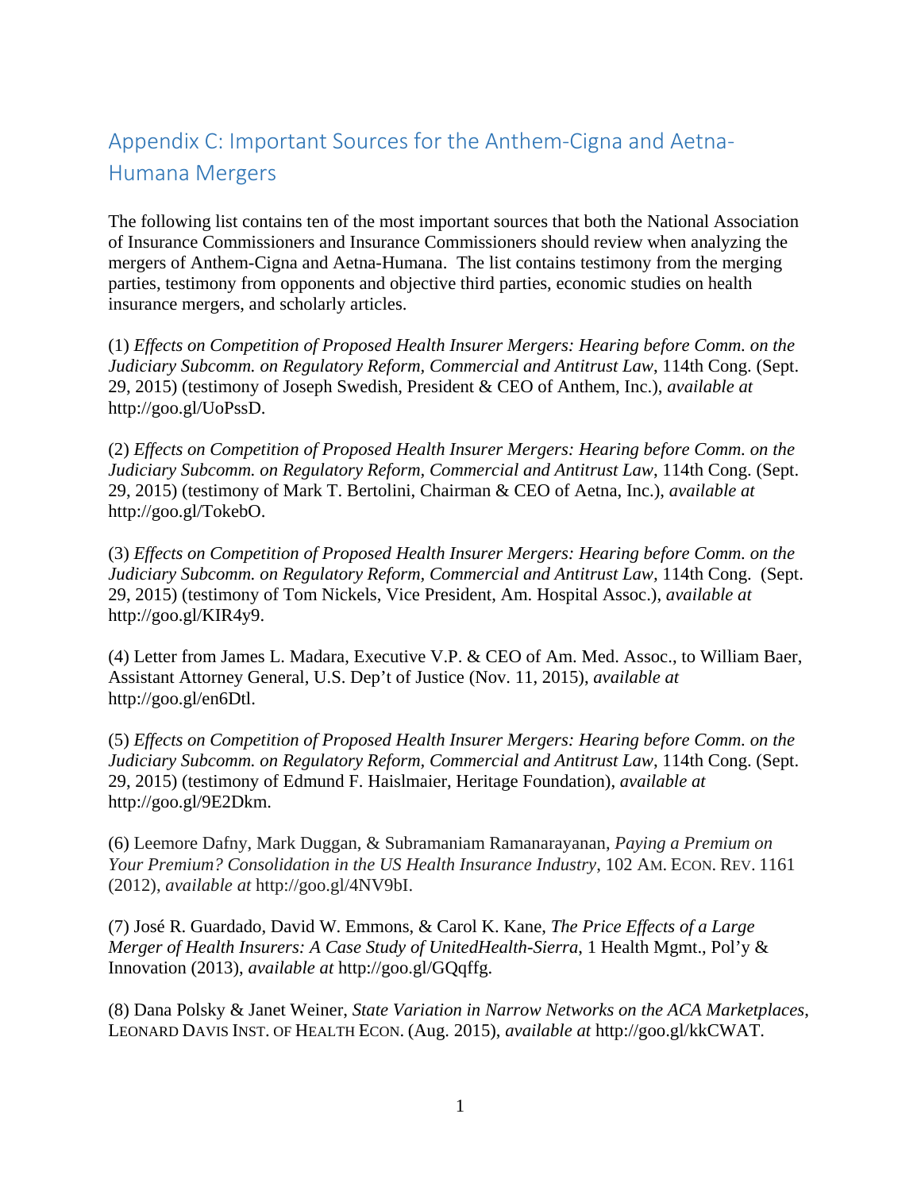## Appendix C: Important Sources for the Anthem-Cigna and Aetna-Humana Mergers

The following list contains ten of the most important sources that both the National Association of Insurance Commissioners and Insurance Commissioners should review when analyzing the mergers of Anthem-Cigna and Aetna-Humana. The list contains testimony from the merging parties, testimony from opponents and objective third parties, economic studies on health insurance mergers, and scholarly articles.

(1) *Effects on Competition of Proposed Health Insurer Mergers: Hearing before Comm. on the Judiciary Subcomm. on Regulatory Reform, Commercial and Antitrust Law*, 114th Cong. (Sept. 29, 2015) (testimony of Joseph Swedish, President & CEO of Anthem, Inc.), *available at* http://goo.gl/UoPssD.

(2) *Effects on Competition of Proposed Health Insurer Mergers: Hearing before Comm. on the Judiciary Subcomm. on Regulatory Reform, Commercial and Antitrust Law*, 114th Cong. (Sept. 29, 2015) (testimony of Mark T. Bertolini, Chairman & CEO of Aetna, Inc.), *available at* http://goo.gl/TokebO.

(3) *Effects on Competition of Proposed Health Insurer Mergers: Hearing before Comm. on the Judiciary Subcomm. on Regulatory Reform, Commercial and Antitrust Law*, 114th Cong. (Sept. 29, 2015) (testimony of Tom Nickels, Vice President, Am. Hospital Assoc.), *available at* http://goo.gl/KIR4y9.

(4) Letter from James L. Madara, Executive V.P. & CEO of Am. Med. Assoc., to William Baer, Assistant Attorney General, U.S. Dep't of Justice (Nov. 11, 2015), *available at* http://goo.gl/en6Dtl.

(5) *Effects on Competition of Proposed Health Insurer Mergers: Hearing before Comm. on the Judiciary Subcomm. on Regulatory Reform, Commercial and Antitrust Law*, 114th Cong. (Sept. 29, 2015) (testimony of Edmund F. Haislmaier, Heritage Foundation), *available at* http://goo.gl/9E2Dkm.

(6) Leemore Dafny, Mark Duggan, & Subramaniam Ramanarayanan, *Paying a Premium on Your Premium? Consolidation in the US Health Insurance Industry*, 102 AM. ECON. REV. 1161 (2012), *available at* http://goo.gl/4NV9bI.

(7) José R. Guardado, David W. Emmons, & Carol K. Kane, *The Price Effects of a Large Merger of Health Insurers: A Case Study of UnitedHealth-Sierra*, 1 Health Mgmt., Pol'y & Innovation (2013), *available at* http://goo.gl/GQqffg.

(8) Dana Polsky & Janet Weiner, *State Variation in Narrow Networks on the ACA Marketplaces*, LEONARD DAVIS INST. OF HEALTH ECON. (Aug. 2015), *available at* http://goo.gl/kkCWAT.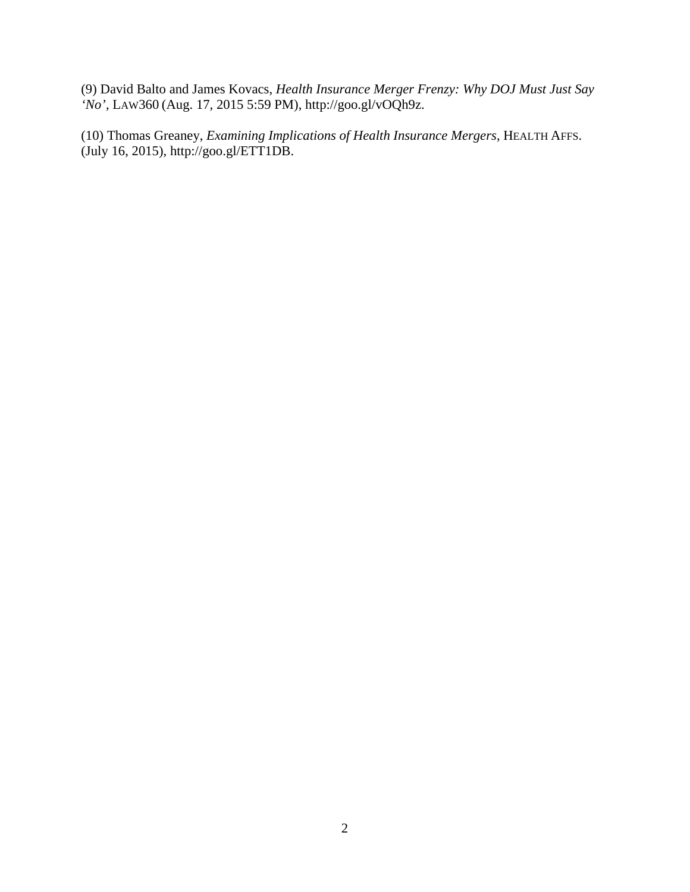(9) David Balto and James Kovacs, *Health Insurance Merger Frenzy: Why DOJ Must Just Say 'No'*, LAW360 (Aug. 17, 2015 5:59 PM), http://goo.gl/vOQh9z.

(10) Thomas Greaney, *Examining Implications of Health Insurance Mergers*, HEALTH AFFS. (July 16, 2015), http://goo.gl/ETT1DB.